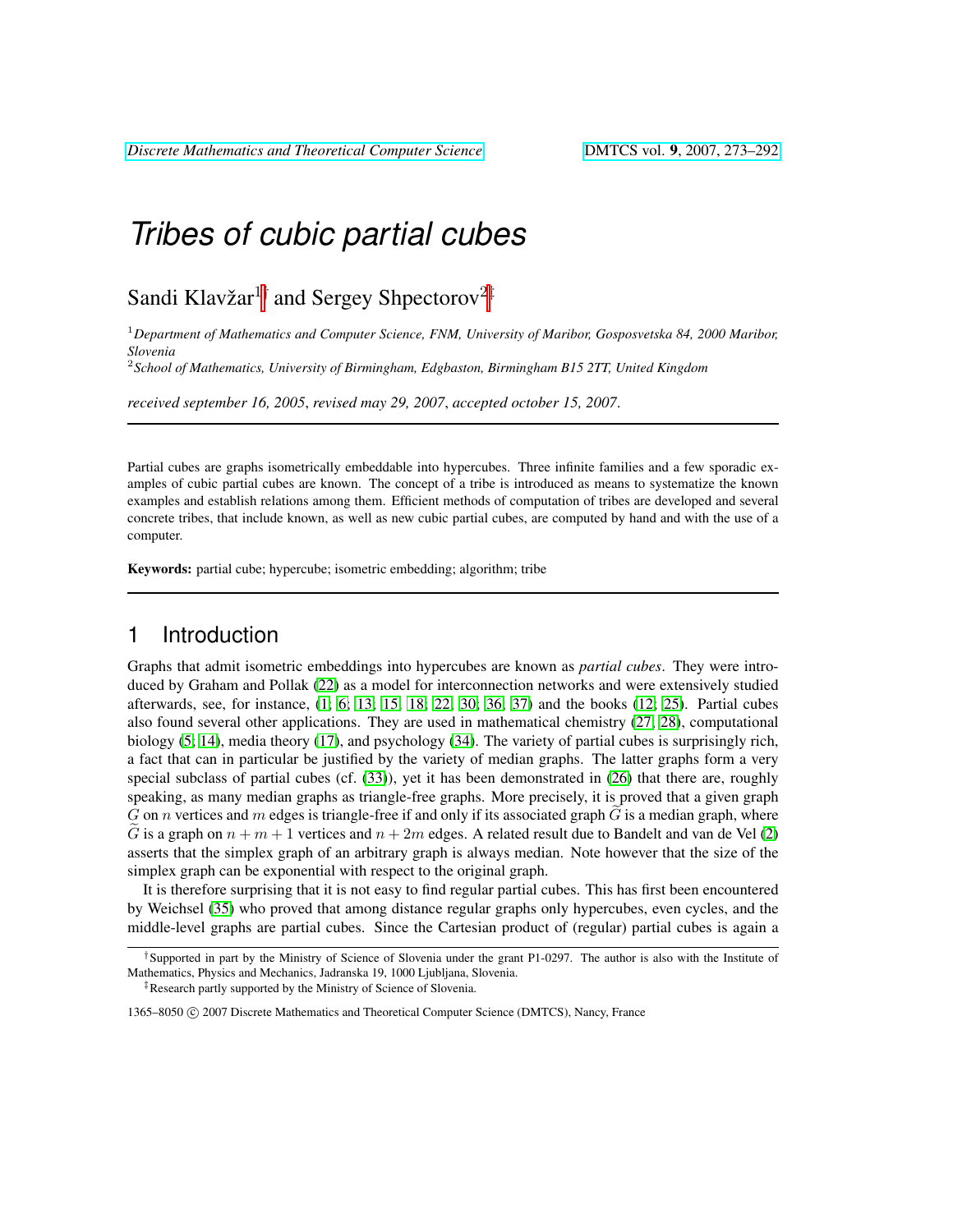# *Tribes of cubic partial cubes*

Sandi Klavžar[1]† and Sergey Shpectorov[2]‡

[1] *Department of Mathematics and Computer Science, FNM, University of Maribor, Gosposvetska 84, 2000 Maribor, Slovenia*

[2] *School of Mathematics, University of Birmingham, Edgbaston, Birmingham B15 2TT, United Kingdom*

*received september 16, 2005*, *revised may 29, 2007*, *accepted october 15, 2007*.

---

Partial cubes are graphs isometrically embeddable into hypercubes. Three infinite families and a few sporadic examples of cubic partial cubes are known. The concept of a tribe is introduced as means to systematize the known examples and establish relations among them. Efficient methods of computation of tribes are developed and several concrete tribes, that include known, as well as new cubic partial cubes, are computed by hand and with the use of a computer.

**Keywords:** partial cube; hypercube; isometric embedding; algorithm; tribe

---

## 1 Introduction

Graphs that admit isometric embeddings into hypercubes are known as *partial cubes*. They were introduced by Graham and Pollak (22) as a model for interconnection networks and were extensively studied afterwards, see, for instance, (1; 6; 13; 15; 18; 22; 30; 36; 37) and the books (12; 25). Partial cubes also found several other applications. They are used in mathematical chemistry (27; 28), computational biology (5; 14), media theory (17), and psychology (34). The variety of partial cubes is surprisingly rich, a fact that can in particular be justified by the variety of median graphs. The latter graphs form a very special subclass of partial cubes (cf. (33)), yet it has been demonstrated in (26) that there are, roughly speaking, as many median graphs as triangle-free graphs. More precisely, it is proved that a given graph $G$ on $n$ vertices and $m$ edges is triangle-free if and only if its associated graph $\widetilde{G}$ is a median graph, where $\widetilde{G}$ is a graph on $n+m+1$ vertices and $n+2m$ edges. A related result due to Bandelt and van de Vel (2) asserts that the simplex graph of an arbitrary graph is always median. Note however that the size of the simplex graph can be exponential with respect to the original graph.

It is therefore surprising that it is not easy to find regular partial cubes. This has first been encountered by Weichsel (35) who proved that among distance regular graphs only hypercubes, even cycles, and the middle-level graphs are partial cubes. Since the Cartesian product of (regular) partial cubes is again a

†Supported in part by the Ministry of Science of Slovenia under the grant P1-0297. The author is also with the Institute of Mathematics, Physics and Mechanics, Jadranska 19, 1000 Ljubljana, Slovenia.

‡Research partly supported by the Ministry of Science of Slovenia.

1365–8050 © 2007 Discrete Mathematics and Theoretical Computer Science (DMTCS), Nancy, France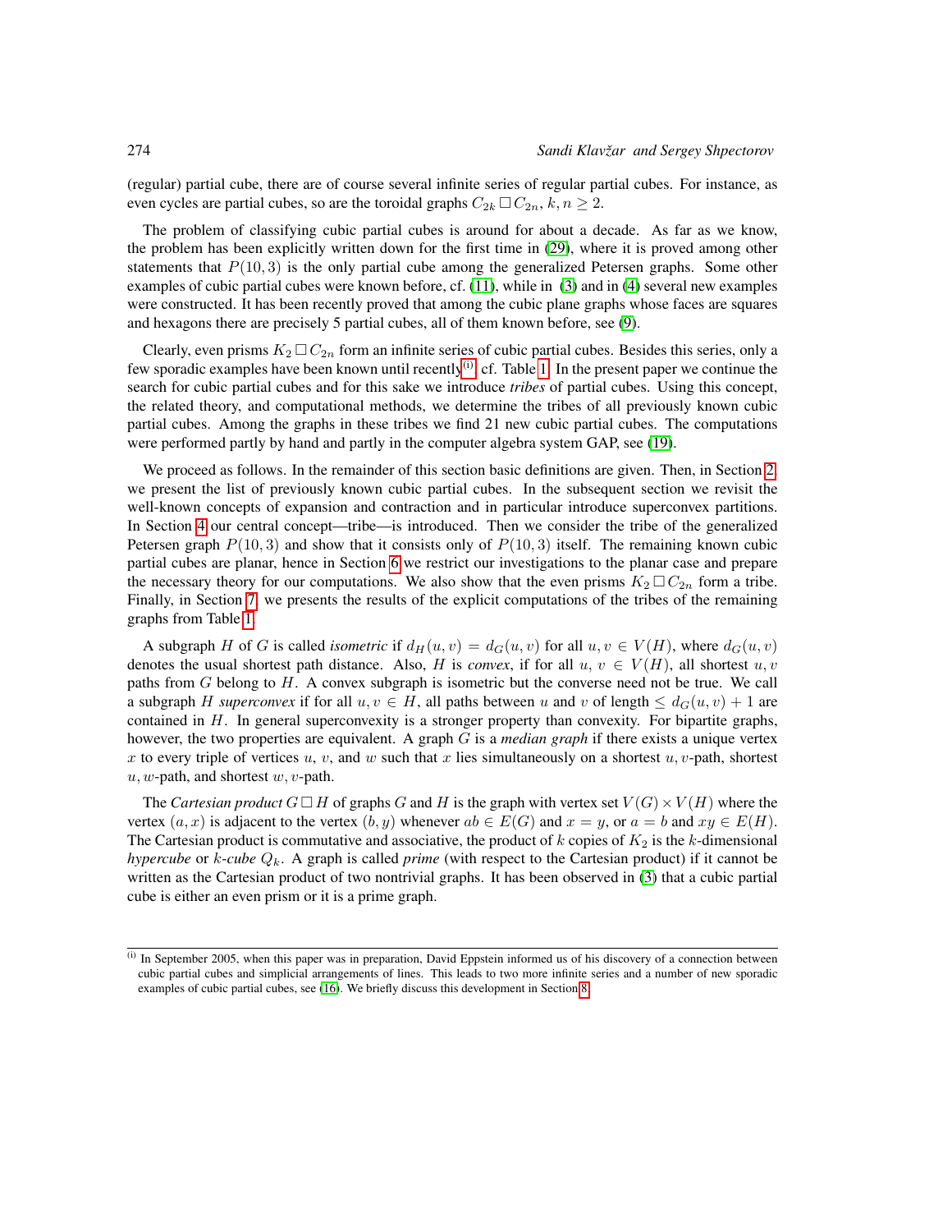(regular) partial cube, there are of course several infinite series of regular partial cubes. For instance, as even cycles are partial cubes, so are the toroidal graphs $C_{2k} \,\square\, C_{2n}$, $k, n \geq 2$.

The problem of classifying cubic partial cubes is around for about a decade. As far as we know, the problem has been explicitly written down for the first time in (29), where it is proved among other statements that $P(10, 3)$ is the only partial cube among the generalized Petersen graphs. Some other examples of cubic partial cubes were known before, cf. (11), while in (3) and in (4) several new examples were constructed. It has been recently proved that among the cubic plane graphs whose faces are squares and hexagons there are precisely 5 partial cubes, all of them known before, see (9).

Clearly, even prisms $K_2 \,\square\, C_{2n}$ form an infinite series of cubic partial cubes. Besides this series, only a few sporadic examples have been known until recently[(i)], cf. Table 1. In the present paper we continue the search for cubic partial cubes and for this sake we introduce *tribes* of partial cubes. Using this concept, the related theory, and computational methods, we determine the tribes of all previously known cubic partial cubes. Among the graphs in these tribes we find 21 new cubic partial cubes. The computations were performed partly by hand and partly in the computer algebra system GAP, see (19).

We proceed as follows. In the remainder of this section basic definitions are given. Then, in Section 2, we present the list of previously known cubic partial cubes. In the subsequent section we revisit the well-known concepts of expansion and contraction and in particular introduce superconvex partitions. In Section 4 our central concept—tribe—is introduced. Then we consider the tribe of the generalized Petersen graph $P(10, 3)$ and show that it consists only of $P(10, 3)$ itself. The remaining known cubic partial cubes are planar, hence in Section 6 we restrict our investigations to the planar case and prepare the necessary theory for our computations. We also show that the even prisms $K_2 \,\square\, C_{2n}$ form a tribe. Finally, in Section 7, we presents the results of the explicit computations of the tribes of the remaining graphs from Table 1.

A subgraph $H$ of $G$ is called *isometric* if $d_H(u, v) = d_G(u, v)$ for all $u, v \in V(H)$, where $d_G(u, v)$ denotes the usual shortest path distance. Also, $H$ is *convex*, if for all $u, v \in V(H)$, all shortest $u, v$ paths from $G$ belong to $H$. A convex subgraph is isometric but the converse need not be true. We call a subgraph $H$ *superconvex* if for all $u, v \in H$, all paths between $u$ and $v$ of length $\leq d_G(u, v) + 1$ are contained in $H$. In general superconvexity is a stronger property than convexity. For bipartite graphs, however, the two properties are equivalent. A graph $G$ is a *median graph* if there exists a unique vertex $x$ to every triple of vertices $u$, $v$, and $w$ such that $x$ lies simultaneously on a shortest $u, v$-path, shortest $u, w$-path, and shortest $w, v$-path.

The *Cartesian product* $G \,\square\, H$ of graphs $G$ and $H$ is the graph with vertex set $V(G) \times V(H)$ where the vertex $(a, x)$ is adjacent to the vertex $(b, y)$ whenever $ab \in E(G)$ and $x = y$, or $a = b$ and $xy \in E(H)$. The Cartesian product is commutative and associative, the product of $k$ copies of $K_2$ is the $k$-dimensional *hypercube* or *$k$-cube* $Q_k$. A graph is called *prime* (with respect to the Cartesian product) if it cannot be written as the Cartesian product of two nontrivial graphs. It has been observed in (3) that a cubic partial cube is either an even prism or it is a prime graph.

---

[(i)] In September 2005, when this paper was in preparation, David Eppstein informed us of his discovery of a connection between cubic partial cubes and simplicial arrangements of lines. This leads to two more infinite series and a number of new sporadic examples of cubic partial cubes, see (16). We briefly discuss this development in Section 8.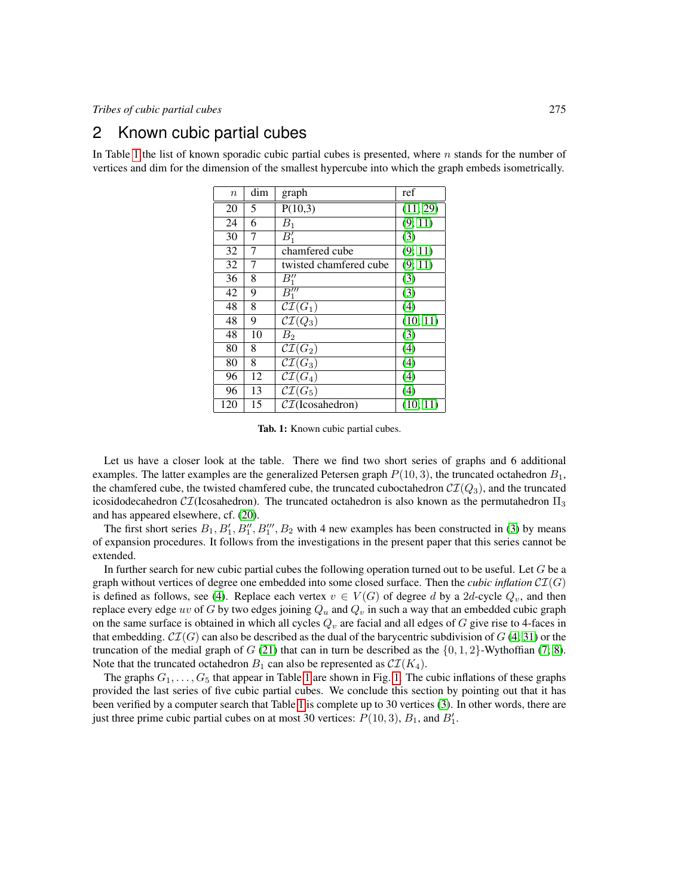## 2 Known cubic partial cubes

In Table 1 the list of known sporadic cubic partial cubes is presented, where $n$ stands for the number of vertices and dim for the dimension of the smallest hypercube into which the graph embeds isometrically.

| $n$ | dim | graph | ref |
|---|---|---|---|
| 20 | 5 | P(10,3) | (11; 29) |
| 24 | 6 | $B_1$ | (9; 11) |
| 30 | 7 | $B_1'$ | (3) |
| 32 | 7 | chamfered cube | (9; 11) |
| 32 | 7 | twisted chamfered cube | (9; 11) |
| 36 | 8 | $B_1''$ | (3) |
| 42 | 9 | $B_1'''$ | (3) |
| 48 | 8 | $\mathcal{CI}(G_1)$ | (4) |
| 48 | 9 | $\mathcal{CI}(Q_3)$ | (10; 11) |
| 48 | 10 | $B_2$ | (3) |
| 80 | 8 | $\mathcal{CI}(G_2)$ | (4) |
| 80 | 8 | $\mathcal{CI}(G_3)$ | (4) |
| 96 | 12 | $\mathcal{CI}(G_4)$ | (4) |
| 96 | 13 | $\mathcal{CI}(G_5)$ | (4) |
| 120 | 15 | $\mathcal{CI}$(Icosahedron) | (10; 11) |

**Tab. 1:** Known cubic partial cubes.

Let us have a closer look at the table. There we find two short series of graphs and 6 additional examples. The latter examples are the generalized Petersen graph $P(10,3)$, the truncated octahedron $B_1$, the chamfered cube, the twisted chamfered cube, the truncated cuboctahedron $\mathcal{CI}(Q_3)$, and the truncated icosidodecahedron $\mathcal{CI}$(Icosahedron). The truncated octahedron is also known as the permutahedron $\Pi_3$ and has appeared elsewhere, cf. (20).

The first short series $B_1, B_1', B_1'', B_1''', B_2$ with 4 new examples has been constructed in (3) by means of expansion procedures. It follows from the investigations in the present paper that this series cannot be extended.

In further search for new cubic partial cubes the following operation turned out to be useful. Let $G$ be a graph without vertices of degree one embedded into some closed surface. Then the *cubic inflation* $\mathcal{CI}(G)$ is defined as follows, see (4). Replace each vertex $v \in V(G)$ of degree $d$ by a $2d$-cycle $Q_v$, and then replace every edge $uv$ of $G$ by two edges joining $Q_u$ and $Q_v$ in such a way that an embedded cubic graph on the same surface is obtained in which all cycles $Q_v$ are facial and all edges of $G$ give rise to 4-faces in that embedding. $\mathcal{CI}(G)$ can also be described as the dual of the barycentric subdivision of $G$ (4; 31) or the truncation of the medial graph of $G$ (21) that can in turn be described as the $\{0,1,2\}$-Wythoffian (7; 8). Note that the truncated octahedron $B_1$ can also be represented as $\mathcal{CI}(K_4)$.

The graphs $G_1, \ldots, G_5$ that appear in Table 1 are shown in Fig. 1. The cubic inflations of these graphs provided the last series of five cubic partial cubes. We conclude this section by pointing out that it has been verified by a computer search that Table 1 is complete up to 30 vertices (3). In other words, there are just three prime cubic partial cubes on at most 30 vertices: $P(10,3)$, $B_1$, and $B_1'$.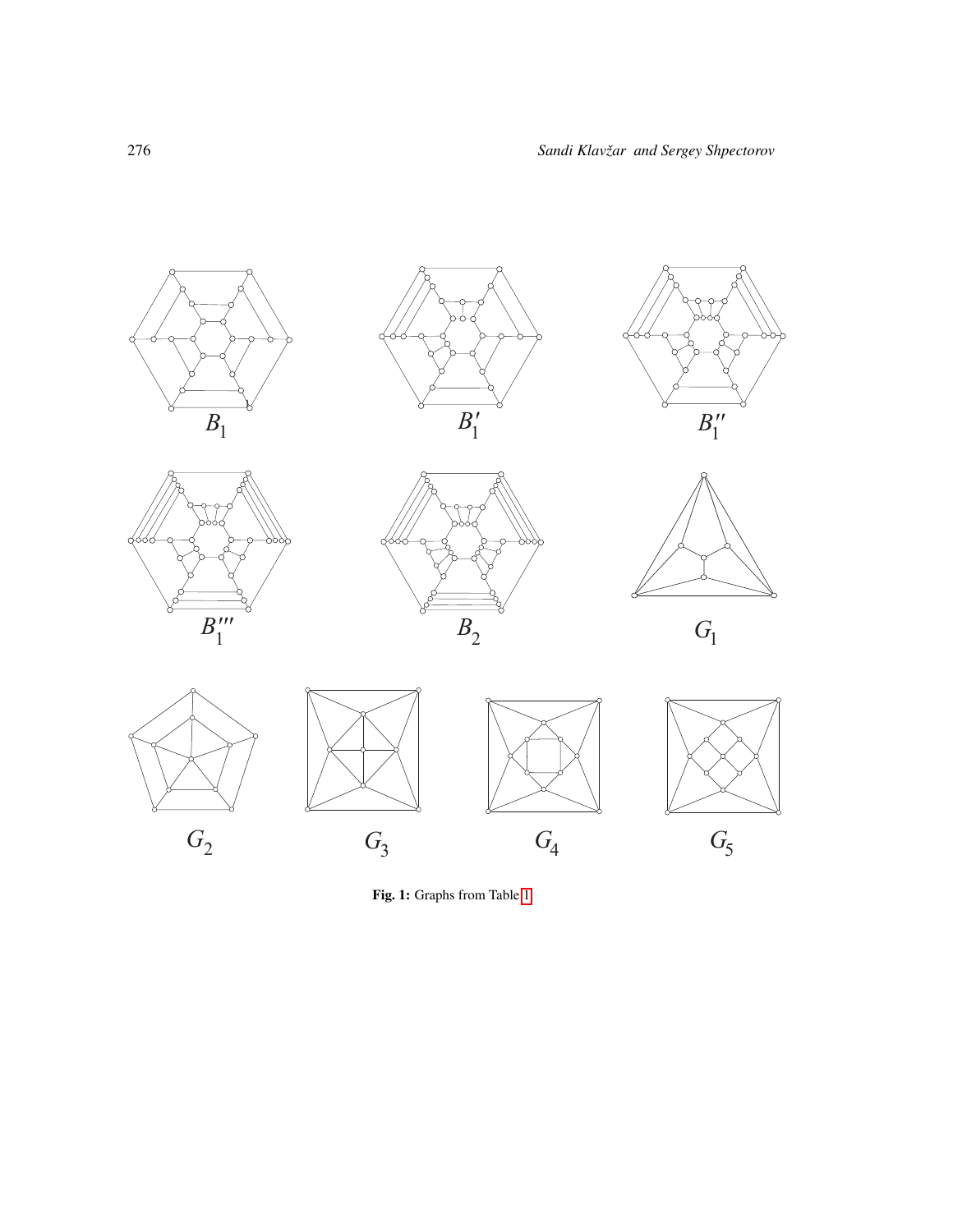$B_1$ $B_1'$ $B_1''$

$B_1'''$ $B_2$ $G_1$

$G_2$ $G_3$ $G_4$ $G_5$

**Fig. 1:** Graphs from Table 1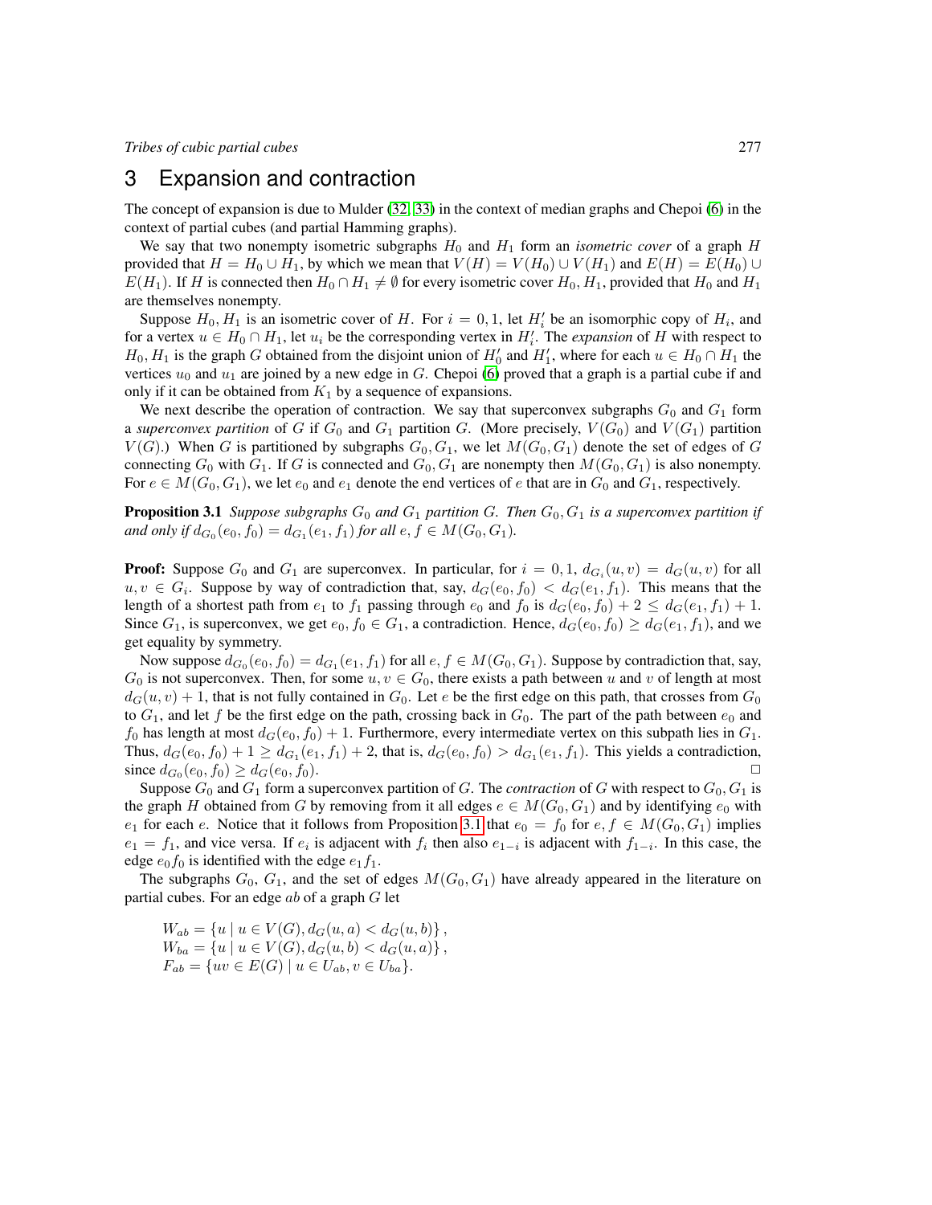# 3 Expansion and contraction

The concept of expansion is due to Mulder (32, 33) in the context of median graphs and Chepoi (6) in the context of partial cubes (and partial Hamming graphs).

We say that two nonempty isometric subgraphs $H_0$ and $H_1$ form an *isometric cover* of a graph $H$ provided that $H = H_0 \cup H_1$, by which we mean that $V(H) = V(H_0) \cup V(H_1)$ and $E(H) = E(H_0) \cup E(H_1)$. If $H$ is connected then $H_0 \cap H_1 \neq \emptyset$ for every isometric cover $H_0, H_1$, provided that $H_0$ and $H_1$ are themselves nonempty.

Suppose $H_0, H_1$ is an isometric cover of $H$. For $i = 0, 1$, let $H_i'$ be an isomorphic copy of $H_i$, and for a vertex $u \in H_0 \cap H_1$, let $u_i$ be the corresponding vertex in $H_i'$. The *expansion* of $H$ with respect to $H_0, H_1$ is the graph $G$ obtained from the disjoint union of $H_0'$ and $H_1'$, where for each $u \in H_0 \cap H_1$ the vertices $u_0$ and $u_1$ are joined by a new edge in $G$. Chepoi (6) proved that a graph is a partial cube if and only if it can be obtained from $K_1$ by a sequence of expansions.

We next describe the operation of contraction. We say that superconvex subgraphs $G_0$ and $G_1$ form a *superconvex partition* of $G$ if $G_0$ and $G_1$ partition $G$. (More precisely, $V(G_0)$ and $V(G_1)$ partition $V(G)$.) When $G$ is partitioned by subgraphs $G_0, G_1$, we let $M(G_0, G_1)$ denote the set of edges of $G$ connecting $G_0$ with $G_1$. If $G$ is connected and $G_0, G_1$ are nonempty then $M(G_0, G_1)$ is also nonempty. For $e \in M(G_0, G_1)$, we let $e_0$ and $e_1$ denote the end vertices of $e$ that are in $G_0$ and $G_1$, respectively.

**Proposition 3.1** *Suppose subgraphs $G_0$ and $G_1$ partition $G$. Then $G_0, G_1$ is a superconvex partition if and only if $d_{G_0}(e_0, f_0) = d_{G_1}(e_1, f_1)$ for all $e, f \in M(G_0, G_1)$.*

**Proof:** Suppose $G_0$ and $G_1$ are superconvex. In particular, for $i = 0, 1$, $d_{G_i}(u, v) = d_G(u, v)$ for all $u, v \in G_i$. Suppose by way of contradiction that, say, $d_G(e_0, f_0) < d_G(e_1, f_1)$. This means that the length of a shortest path from $e_1$ to $f_1$ passing through $e_0$ and $f_0$ is $d_G(e_0, f_0) + 2 \leq d_G(e_1, f_1) + 1$. Since $G_1$, is superconvex, we get $e_0, f_0 \in G_1$, a contradiction. Hence, $d_G(e_0, f_0) \geq d_G(e_1, f_1)$, and we get equality by symmetry.

Now suppose $d_{G_0}(e_0, f_0) = d_{G_1}(e_1, f_1)$ for all $e, f \in M(G_0, G_1)$. Suppose by contradiction that, say, $G_0$ is not superconvex. Then, for some $u, v \in G_0$, there exists a path between $u$ and $v$ of length at most $d_G(u, v) + 1$, that is not fully contained in $G_0$. Let $e$ be the first edge on this path, that crosses from $G_0$ to $G_1$, and let $f$ be the first edge on the path, crossing back in $G_0$. The part of the path between $e_0$ and $f_0$ has length at most $d_G(e_0, f_0) + 1$. Furthermore, every intermediate vertex on this subpath lies in $G_1$. Thus, $d_G(e_0, f_0) + 1 \geq d_{G_1}(e_1, f_1) + 2$, that is, $d_G(e_0, f_0) > d_{G_1}(e_1, f_1)$. This yields a contradiction, since $d_{G_0}(e_0, f_0) \geq d_G(e_0, f_0)$. □

Suppose $G_0$ and $G_1$ form a superconvex partition of $G$. The *contraction* of $G$ with respect to $G_0, G_1$ is the graph $H$ obtained from $G$ by removing from it all edges $e \in M(G_0, G_1)$ and by identifying $e_0$ with $e_1$ for each $e$. Notice that it follows from Proposition 3.1 that $e_0 = f_0$ for $e, f \in M(G_0, G_1)$ implies $e_1 = f_1$, and vice versa. If $e_i$ is adjacent with $f_i$ then also $e_{1-i}$ is adjacent with $f_{1-i}$. In this case, the edge $e_0f_0$ is identified with the edge $e_1f_1$.

The subgraphs $G_0$, $G_1$, and the set of edges $M(G_0, G_1)$ have already appeared in the literature on partial cubes. For an edge $ab$ of a graph $G$ let

$$
\begin{aligned}
W_{ab} &= \{u \mid u \in V(G), d_G(u, a) < d_G(u, b)\}, \\
W_{ba} &= \{u \mid u \in V(G), d_G(u, b) < d_G(u, a)\}, \\
F_{ab} &= \{uv \in E(G) \mid u \in U_{ab}, v \in U_{ba}\}.
\end{aligned}
$$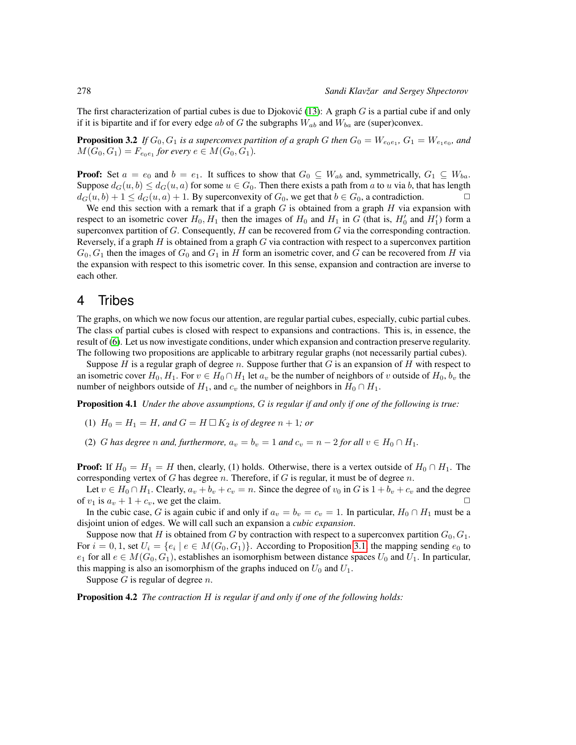The first characterization of partial cubes is due to Djoković [13]: A graph $G$ is a partial cube if and only if it is bipartite and if for every edge $ab$ of $G$ the subgraphs $W_{ab}$ and $W_{ba}$ are (super)convex.

**Proposition 3.2** *If $G_0, G_1$ is a superconvex partition of a graph $G$ then $G_0 = W_{e_0e_1}$, $G_1 = W_{e_1e_0}$, and $M(G_0, G_1) = F_{e_0e_1}$ for every $e \in M(G_0, G_1)$.*

**Proof:** Set $a = e_0$ and $b = e_1$. It suffices to show that $G_0 \subseteq W_{ab}$ and, symmetrically, $G_1 \subseteq W_{ba}$. Suppose $d_G(u, b) \leq d_G(u, a)$ for some $u \in G_0$. Then there exists a path from $a$ to $u$ via $b$, that has length $d_G(u, b) + 1 \leq d_G(u, a) + 1$. By superconvexity of $G_0$, we get that $b \in G_0$, a contradiction. □

We end this section with a remark that if a graph $G$ is obtained from a graph $H$ via expansion with respect to an isometric cover $H_0, H_1$ then the images of $H_0$ and $H_1$ in $G$ (that is, $H'_0$ and $H'_1$) form a superconvex partition of $G$. Consequently, $H$ can be recovered from $G$ via the corresponding contraction. Reversely, if a graph $H$ is obtained from a graph $G$ via contraction with respect to a superconvex partition $G_0, G_1$ then the images of $G_0$ and $G_1$ in $H$ form an isometric cover, and $G$ can be recovered from $H$ via the expansion with respect to this isometric cover. In this sense, expansion and contraction are inverse to each other.

# 4 Tribes

The graphs, on which we now focus our attention, are regular partial cubes, especially, cubic partial cubes. The class of partial cubes is closed with respect to expansions and contractions. This is, in essence, the result of [6]. Let us now investigate conditions, under which expansion and contraction preserve regularity. The following two propositions are applicable to arbitrary regular graphs (not necessarily partial cubes).

Suppose $H$ is a regular graph of degree $n$. Suppose further that $G$ is an expansion of $H$ with respect to an isometric cover $H_0, H_1$. For $v \in H_0 \cap H_1$ let $a_v$ be the number of neighbors of $v$ outside of $H_0$, $b_v$ the number of neighbors outside of $H_1$, and $c_v$ the number of neighbors in $H_0 \cap H_1$.

**Proposition 4.1** *Under the above assumptions, $G$ is regular if and only if one of the following is true:*

(1) *$H_0 = H_1 = H$, and $G = H \,\square\, K_2$ is of degree $n + 1$; or*

(2) *$G$ has degree $n$ and, furthermore, $a_v = b_v = 1$ and $c_v = n - 2$ for all $v \in H_0 \cap H_1$.*

**Proof:** If $H_0 = H_1 = H$ then, clearly, (1) holds. Otherwise, there is a vertex outside of $H_0 \cap H_1$. The corresponding vertex of $G$ has degree $n$. Therefore, if $G$ is regular, it must be of degree $n$.

Let $v \in H_0 \cap H_1$. Clearly, $a_v + b_v + c_v = n$. Since the degree of $v_0$ in $G$ is $1 + b_v + c_v$ and the degree of $v_1$ is $a_v + 1 + c_v$, we get the claim. □

In the cubic case, $G$ is again cubic if and only if $a_v = b_v = c_v = 1$. In particular, $H_0 \cap H_1$ must be a disjoint union of edges. We will call such an expansion a *cubic expansion*.

Suppose now that $H$ is obtained from $G$ by contraction with respect to a superconvex partition $G_0, G_1$. For $i = 0, 1$, set $U_i = \{e_i \mid e \in M(G_0, G_1)\}$. According to Proposition 3.1, the mapping sending $e_0$ to $e_1$ for all $e \in M(G_0, G_1)$, establishes an isomorphism between distance spaces $U_0$ and $U_1$. In particular, this mapping is also an isomorphism of the graphs induced on $U_0$ and $U_1$.

Suppose $G$ is regular of degree $n$.

**Proposition 4.2** *The contraction $H$ is regular if and only if one of the following holds:*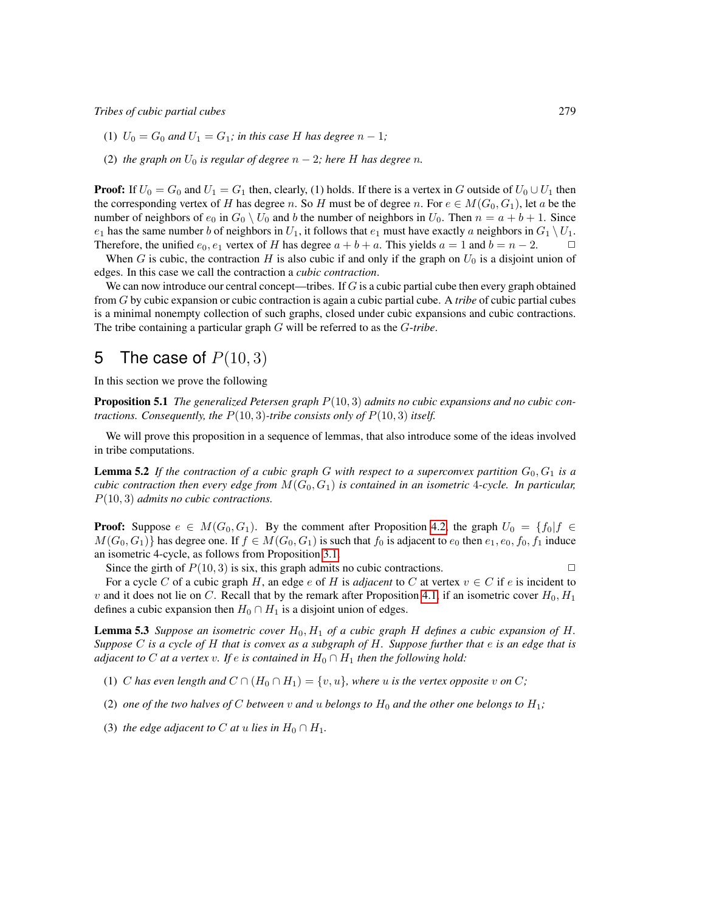(1) $U_0 = G_0$ *and* $U_1 = G_1$*; in this case* $H$ *has degree* $n - 1$*;*

(2) *the graph on* $U_0$ *is regular of degree* $n - 2$*; here* $H$ *has degree* $n$*.*

**Proof:** If $U_0 = G_0$ and $U_1 = G_1$ then, clearly, (1) holds. If there is a vertex in $G$ outside of $U_0 \cup U_1$ then the corresponding vertex of $H$ has degree $n$. So $H$ must be of degree $n$. For $e \in M(G_0, G_1)$, let $a$ be the number of neighbors of $e_0$ in $G_0 \setminus U_0$ and $b$ the number of neighbors in $U_0$. Then $n = a + b + 1$. Since $e_1$ has the same number $b$ of neighbors in $U_1$, it follows that $e_1$ must have exactly $a$ neighbors in $G_1 \setminus U_1$. Therefore, the unified $e_0, e_1$ vertex of $H$ has degree $a + b + a$. This yields $a = 1$ and $b = n - 2$. □

When $G$ is cubic, the contraction $H$ is also cubic if and only if the graph on $U_0$ is a disjoint union of edges. In this case we call the contraction a *cubic contraction*.

We can now introduce our central concept—tribes. If $G$ is a cubic partial cube then every graph obtained from $G$ by cubic expansion or cubic contraction is again a cubic partial cube. A *tribe* of cubic partial cubes is a minimal nonempty collection of such graphs, closed under cubic expansions and cubic contractions. The tribe containing a particular graph $G$ will be referred to as the *$G$-tribe*.

## 5 The case of $P(10, 3)$

In this section we prove the following

**Proposition 5.1** *The generalized Petersen graph* $P(10, 3)$ *admits no cubic expansions and no cubic contractions. Consequently, the* $P(10, 3)$*-tribe consists only of* $P(10, 3)$ *itself.*

We will prove this proposition in a sequence of lemmas, that also introduce some of the ideas involved in tribe computations.

**Lemma 5.2** *If the contraction of a cubic graph* $G$ *with respect to a superconvex partition* $G_0, G_1$ *is a cubic contraction then every edge from* $M(G_0, G_1)$ *is contained in an isometric* 4*-cycle. In particular,* $P(10, 3)$ *admits no cubic contractions.*

**Proof:** Suppose $e \in M(G_0, G_1)$. By the comment after Proposition 4.2, the graph $U_0 = \{f_0 | f \in M(G_0, G_1)\}$ has degree one. If $f \in M(G_0, G_1)$ is such that $f_0$ is adjacent to $e_0$ then $e_1, e_0, f_0, f_1$ induce an isometric 4-cycle, as follows from Proposition 3.1.

Since the girth of $P(10, 3)$ is six, this graph admits no cubic contractions. □

For a cycle $C$ of a cubic graph $H$, an edge $e$ of $H$ is *adjacent* to $C$ at vertex $v \in C$ if $e$ is incident to $v$ and it does not lie on $C$. Recall that by the remark after Proposition 4.1, if an isometric cover $H_0, H_1$ defines a cubic expansion then $H_0 \cap H_1$ is a disjoint union of edges.

**Lemma 5.3** *Suppose an isometric cover* $H_0, H_1$ *of a cubic graph* $H$ *defines a cubic expansion of* $H$*. Suppose* $C$ *is a cycle of* $H$ *that is convex as a subgraph of* $H$*. Suppose further that* $e$ *is an edge that is adjacent to* $C$ *at a vertex* $v$*. If* $e$ *is contained in* $H_0 \cap H_1$ *then the following hold:*

(1) $C$ *has even length and* $C \cap (H_0 \cap H_1) = \{v, u\}$*, where* $u$ *is the vertex opposite* $v$ *on* $C$*;*

(2) *one of the two halves of* $C$ *between* $v$ *and* $u$ *belongs to* $H_0$ *and the other one belongs to* $H_1$*;*

(3) *the edge adjacent to* $C$ *at* $u$ *lies in* $H_0 \cap H_1$*.*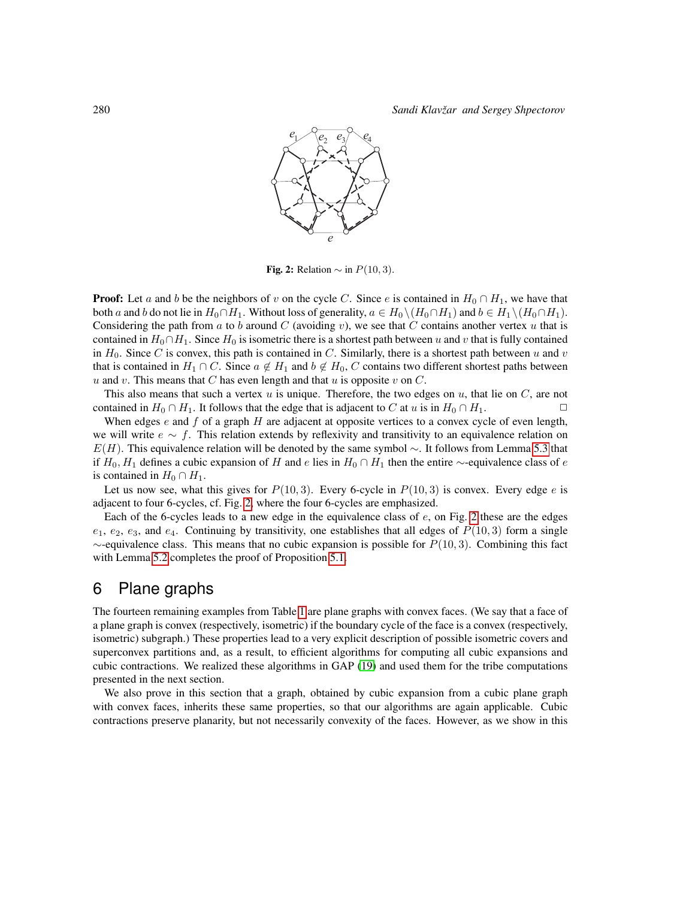**Fig. 2:** Relation $\sim$ in $P(10, 3)$.

**Proof:** Let $a$ and $b$ be the neighbors of $v$ on the cycle $C$. Since $e$ is contained in $H_0 \cap H_1$, we have that both $a$ and $b$ do not lie in $H_0 \cap H_1$. Without loss of generality, $a \in H_0 \setminus (H_0 \cap H_1)$ and $b \in H_1 \setminus (H_0 \cap H_1)$. Considering the path from $a$ to $b$ around $C$ (avoiding $v$), we see that $C$ contains another vertex $u$ that is contained in $H_0 \cap H_1$. Since $H_0$ is isometric there is a shortest path between $u$ and $v$ that is fully contained in $H_0$. Since $C$ is convex, this path is contained in $C$. Similarly, there is a shortest path between $u$ and $v$ that is contained in $H_1 \cap C$. Since $a \notin H_1$ and $b \notin H_0$, $C$ contains two different shortest paths between $u$ and $v$. This means that $C$ has even length and that $u$ is opposite $v$ on $C$.

This also means that such a vertex $u$ is unique. Therefore, the two edges on $u$, that lie on $C$, are not contained in $H_0 \cap H_1$. It follows that the edge that is adjacent to $C$ at $u$ is in $H_0 \cap H_1$. $\square$

When edges $e$ and $f$ of a graph $H$ are adjacent at opposite vertices to a convex cycle of even length, we will write $e \sim f$. This relation extends by reflexivity and transitivity to an equivalence relation on $E(H)$. This equivalence relation will be denoted by the same symbol $\sim$. It follows from Lemma 5.3 that if $H_0, H_1$ defines a cubic expansion of $H$ and $e$ lies in $H_0 \cap H_1$ then the entire $\sim$-equivalence class of $e$ is contained in $H_0 \cap H_1$.

Let us now see, what this gives for $P(10, 3)$. Every 6-cycle in $P(10, 3)$ is convex. Every edge $e$ is adjacent to four 6-cycles, cf. Fig. 2, where the four 6-cycles are emphasized.

Each of the 6-cycles leads to a new edge in the equivalence class of $e$, on Fig. 2 these are the edges $e_1$, $e_2$, $e_3$, and $e_4$. Continuing by transitivity, one establishes that all edges of $P(10, 3)$ form a single $\sim$-equivalence class. This means that no cubic expansion is possible for $P(10, 3)$. Combining this fact with Lemma 5.2 completes the proof of Proposition 5.1.

## 6 Plane graphs

The fourteen remaining examples from Table 1 are plane graphs with convex faces. (We say that a face of a plane graph is convex (respectively, isometric) if the boundary cycle of the face is a convex (respectively, isometric) subgraph.) These properties lead to a very explicit description of possible isometric covers and superconvex partitions and, as a result, to efficient algorithms for computing all cubic expansions and cubic contractions. We realized these algorithms in GAP (19) and used them for the tribe computations presented in the next section.

We also prove in this section that a graph, obtained by cubic expansion from a cubic plane graph with convex faces, inherits these same properties, so that our algorithms are again applicable. Cubic contractions preserve planarity, but not necessarily convexity of the faces. However, as we show in this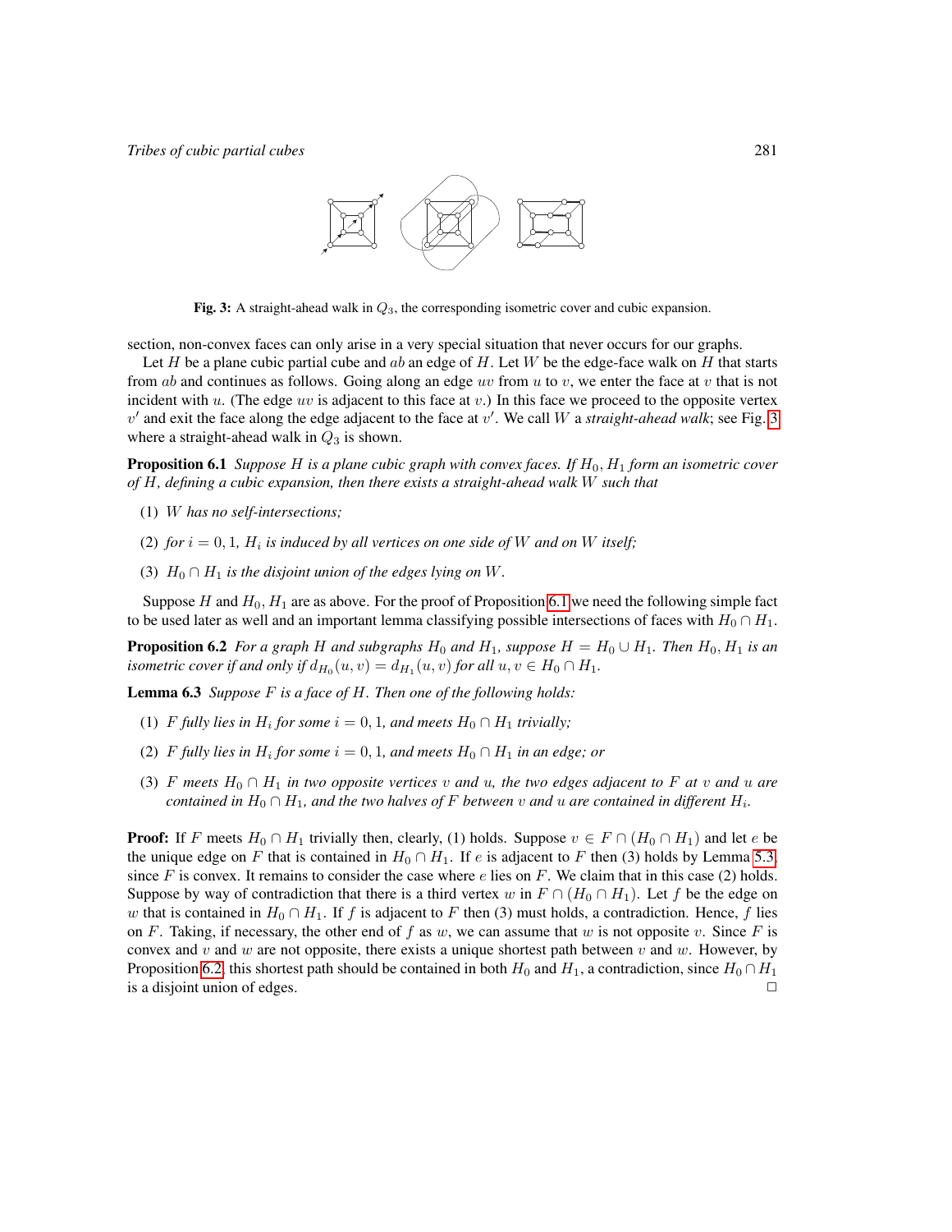**Fig. 3:** A straight-ahead walk in $Q_3$, the corresponding isometric cover and cubic expansion.

section, non-convex faces can only arise in a very special situation that never occurs for our graphs.

Let $H$ be a plane cubic partial cube and $ab$ an edge of $H$. Let $W$ be the edge-face walk on $H$ that starts from $ab$ and continues as follows. Going along an edge $uv$ from $u$ to $v$, we enter the face at $v$ that is not incident with $u$. (The edge $uv$ is adjacent to this face at $v$.) In this face we proceed to the opposite vertex $v'$ and exit the face along the edge adjacent to the face at $v'$. We call $W$ a *straight-ahead walk*; see Fig. 3 where a straight-ahead walk in $Q_3$ is shown.

**Proposition 6.1** *Suppose $H$ is a plane cubic graph with convex faces. If $H_0, H_1$ form an isometric cover of $H$, defining a cubic expansion, then there exists a straight-ahead walk $W$ such that*

(1) *$W$ has no self-intersections;*

(2) *for $i = 0, 1$, $H_i$ is induced by all vertices on one side of $W$ and on $W$ itself;*

(3) *$H_0 \cap H_1$ is the disjoint union of the edges lying on $W$.*

Suppose $H$ and $H_0, H_1$ are as above. For the proof of Proposition 6.1 we need the following simple fact to be used later as well and an important lemma classifying possible intersections of faces with $H_0 \cap H_1$.

**Proposition 6.2** *For a graph $H$ and subgraphs $H_0$ and $H_1$, suppose $H = H_0 \cup H_1$. Then $H_0, H_1$ is an isometric cover if and only if $d_{H_0}(u, v) = d_{H_1}(u, v)$ for all $u, v \in H_0 \cap H_1$.*

**Lemma 6.3** *Suppose $F$ is a face of $H$. Then one of the following holds:*

(1) *$F$ fully lies in $H_i$ for some $i = 0, 1$, and meets $H_0 \cap H_1$ trivially;*

(2) *$F$ fully lies in $H_i$ for some $i = 0, 1$, and meets $H_0 \cap H_1$ in an edge; or*

(3) *$F$ meets $H_0 \cap H_1$ in two opposite vertices $v$ and $u$, the two edges adjacent to $F$ at $v$ and $u$ are contained in $H_0 \cap H_1$, and the two halves of $F$ between $v$ and $u$ are contained in different $H_i$.*

**Proof:** If $F$ meets $H_0 \cap H_1$ trivially then, clearly, (1) holds. Suppose $v \in F \cap (H_0 \cap H_1)$ and let $e$ be the unique edge on $F$ that is contained in $H_0 \cap H_1$. If $e$ is adjacent to $F$ then (3) holds by Lemma 5.3 since $F$ is convex. It remains to consider the case where $e$ lies on $F$. We claim that in this case (2) holds. Suppose by way of contradiction that there is a third vertex $w$ in $F \cap (H_0 \cap H_1)$. Let $f$ be the edge on $w$ that is contained in $H_0 \cap H_1$. If $f$ is adjacent to $F$ then (3) must holds, a contradiction. Hence, $f$ lies on $F$. Taking, if necessary, the other end of $f$ as $w$, we can assume that $w$ is not opposite $v$. Since $F$ is convex and $v$ and $w$ are not opposite, there exists a unique shortest path between $v$ and $w$. However, by Proposition 6.2, this shortest path should be contained in both $H_0$ and $H_1$, a contradiction, since $H_0 \cap H_1$ is a disjoint union of edges. $\square$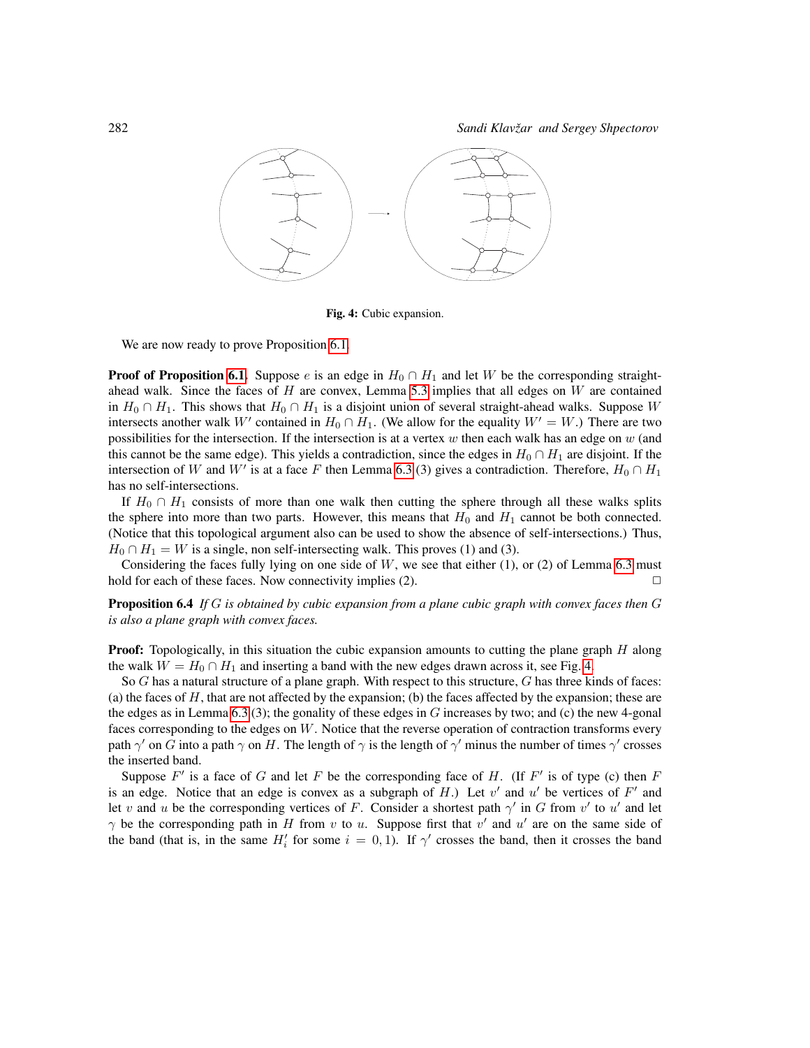Fig. 4: Cubic expansion.

We are now ready to prove Proposition 6.1.

**Proof of Proposition 6.1.** Suppose $e$ is an edge in $H_0 \cap H_1$ and let $W$ be the corresponding straight-ahead walk. Since the faces of $H$ are convex, Lemma 5.3 implies that all edges on $W$ are contained in $H_0 \cap H_1$. This shows that $H_0 \cap H_1$ is a disjoint union of several straight-ahead walks. Suppose $W$ intersects another walk $W'$ contained in $H_0 \cap H_1$. (We allow for the equality $W' = W$.) There are two possibilities for the intersection. If the intersection is at a vertex $w$ then each walk has an edge on $w$ (and this cannot be the same edge). This yields a contradiction, since the edges in $H_0 \cap H_1$ are disjoint. If the intersection of $W$ and $W'$ is at a face $F$ then Lemma 6.3 (3) gives a contradiction. Therefore, $H_0 \cap H_1$ has no self-intersections.

If $H_0 \cap H_1$ consists of more than one walk then cutting the sphere through all these walks splits the sphere into more than two parts. However, this means that $H_0$ and $H_1$ cannot be both connected. (Notice that this topological argument also can be used to show the absence of self-intersections.) Thus, $H_0 \cap H_1 = W$ is a single, non self-intersecting walk. This proves (1) and (3).

Considering the faces fully lying on one side of $W$, we see that either (1), or (2) of Lemma 6.3 must hold for each of these faces. Now connectivity implies (2). $\square$

**Proposition 6.4** *If $G$ is obtained by cubic expansion from a plane cubic graph with convex faces then $G$ is also a plane graph with convex faces.*

**Proof:** Topologically, in this situation the cubic expansion amounts to cutting the plane graph $H$ along the walk $W = H_0 \cap H_1$ and inserting a band with the new edges drawn across it, see Fig. 4.

So $G$ has a natural structure of a plane graph. With respect to this structure, $G$ has three kinds of faces: (a) the faces of $H$, that are not affected by the expansion; (b) the faces affected by the expansion; these are the edges as in Lemma 6.3 (3); the gonality of these edges in $G$ increases by two; and (c) the new 4-gonal faces corresponding to the edges on $W$. Notice that the reverse operation of contraction transforms every path $\gamma'$ on $G$ into a path $\gamma$ on $H$. The length of $\gamma$ is the length of $\gamma'$ minus the number of times $\gamma'$ crosses the inserted band.

Suppose $F'$ is a face of $G$ and let $F$ be the corresponding face of $H$. (If $F'$ is of type (c) then $F$ is an edge. Notice that an edge is convex as a subgraph of $H$.) Let $v'$ and $u'$ be vertices of $F'$ and let $v$ and $u$ be the corresponding vertices of $F$. Consider a shortest path $\gamma'$ in $G$ from $v'$ to $u'$ and let $\gamma$ be the corresponding path in $H$ from $v$ to $u$. Suppose first that $v'$ and $u'$ are on the same side of the band (that is, in the same $H_i'$ for some $i = 0, 1$). If $\gamma'$ crosses the band, then it crosses the band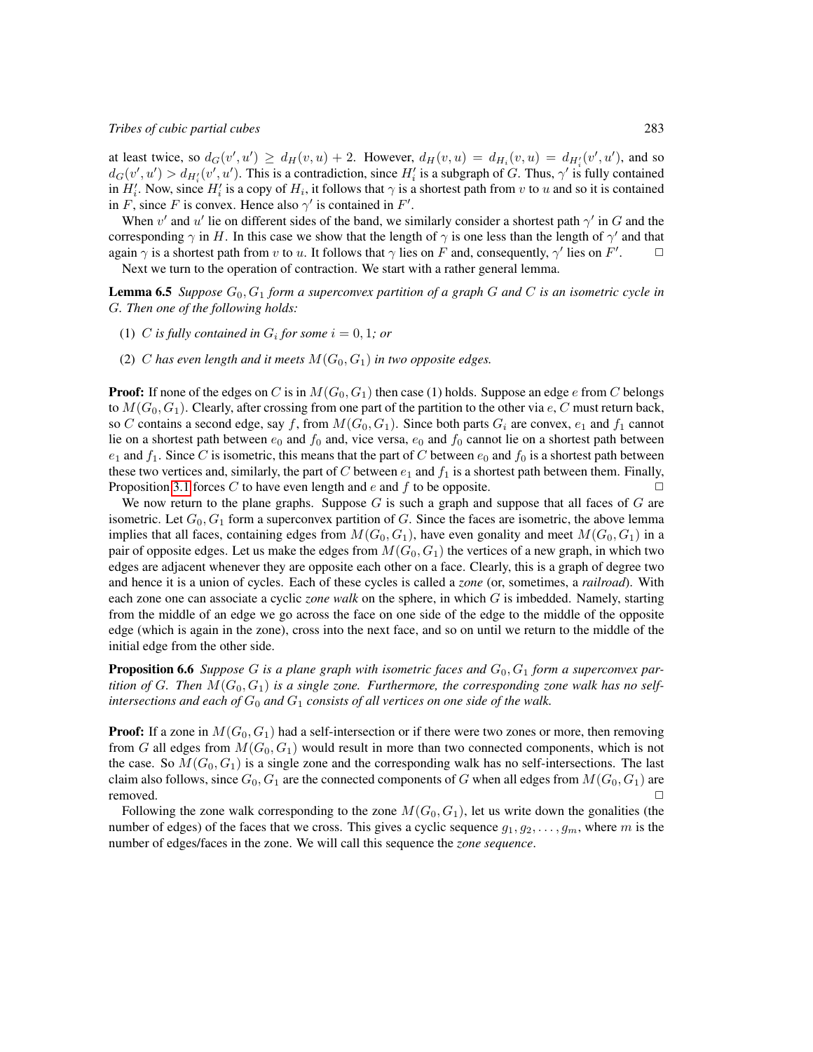at least twice, so $d_G(v', u') \geq d_H(v, u) + 2$. However, $d_H(v, u) = d_{H_i}(v, u) = d_{H_i'}(v', u')$, and so $d_G(v', u') > d_{H_i'}(v', u')$. This is a contradiction, since $H_i'$ is a subgraph of $G$. Thus, $\gamma'$ is fully contained in $H_i'$. Now, since $H_i'$ is a copy of $H_i$, it follows that $\gamma$ is a shortest path from $v$ to $u$ and so it is contained in $F$, since $F$ is convex. Hence also $\gamma'$ is contained in $F'$.

When $v'$ and $u'$ lie on different sides of the band, we similarly consider a shortest path $\gamma'$ in $G$ and the corresponding $\gamma$ in $H$. In this case we show that the length of $\gamma$ is one less than the length of $\gamma'$ and that again $\gamma$ is a shortest path from $v$ to $u$. It follows that $\gamma$ lies on $F$ and, consequently, $\gamma'$ lies on $F'$. ☐

Next we turn to the operation of contraction. We start with a rather general lemma.

**Lemma 6.5** *Suppose $G_0, G_1$ form a superconvex partition of a graph $G$ and $C$ is an isometric cycle in $G$. Then one of the following holds:*

(1) *$C$ is fully contained in $G_i$ for some $i = 0, 1$; or*

(2) *$C$ has even length and it meets $M(G_0, G_1)$ in two opposite edges.*

**Proof:** If none of the edges on $C$ is in $M(G_0, G_1)$ then case (1) holds. Suppose an edge $e$ from $C$ belongs to $M(G_0, G_1)$. Clearly, after crossing from one part of the partition to the other via $e$, $C$ must return back, so $C$ contains a second edge, say $f$, from $M(G_0, G_1)$. Since both parts $G_i$ are convex, $e_1$ and $f_1$ cannot lie on a shortest path between $e_0$ and $f_0$ and, vice versa, $e_0$ and $f_0$ cannot lie on a shortest path between $e_1$ and $f_1$. Since $C$ is isometric, this means that the part of $C$ between $e_0$ and $f_0$ is a shortest path between these two vertices and, similarly, the part of $C$ between $e_1$ and $f_1$ is a shortest path between them. Finally, Proposition 3.1 forces $C$ to have even length and $e$ and $f$ to be opposite. ☐

We now return to the plane graphs. Suppose $G$ is such a graph and suppose that all faces of $G$ are isometric. Let $G_0, G_1$ form a superconvex partition of $G$. Since the faces are isometric, the above lemma implies that all faces, containing edges from $M(G_0, G_1)$, have even gonality and meet $M(G_0, G_1)$ in a pair of opposite edges. Let us make the edges from $M(G_0, G_1)$ the vertices of a new graph, in which two edges are adjacent whenever they are opposite each other on a face. Clearly, this is a graph of degree two and hence it is a union of cycles. Each of these cycles is called a *zone* (or, sometimes, a *railroad*). With each zone one can associate a cyclic *zone walk* on the sphere, in which $G$ is imbedded. Namely, starting from the middle of an edge we go across the face on one side of the edge to the middle of the opposite edge (which is again in the zone), cross into the next face, and so on until we return to the middle of the initial edge from the other side.

**Proposition 6.6** *Suppose $G$ is a plane graph with isometric faces and $G_0, G_1$ form a superconvex partition of $G$. Then $M(G_0, G_1)$ is a single zone. Furthermore, the corresponding zone walk has no self-intersections and each of $G_0$ and $G_1$ consists of all vertices on one side of the walk.*

**Proof:** If a zone in $M(G_0, G_1)$ had a self-intersection or if there were two zones or more, then removing from $G$ all edges from $M(G_0, G_1)$ would result in more than two connected components, which is not the case. So $M(G_0, G_1)$ is a single zone and the corresponding walk has no self-intersections. The last claim also follows, since $G_0, G_1$ are the connected components of $G$ when all edges from $M(G_0, G_1)$ are removed. ☐

Following the zone walk corresponding to the zone $M(G_0, G_1)$, let us write down the gonalities (the number of edges) of the faces that we cross. This gives a cyclic sequence $g_1, g_2, \ldots, g_m$, where $m$ is the number of edges/faces in the zone. We will call this sequence the *zone sequence*.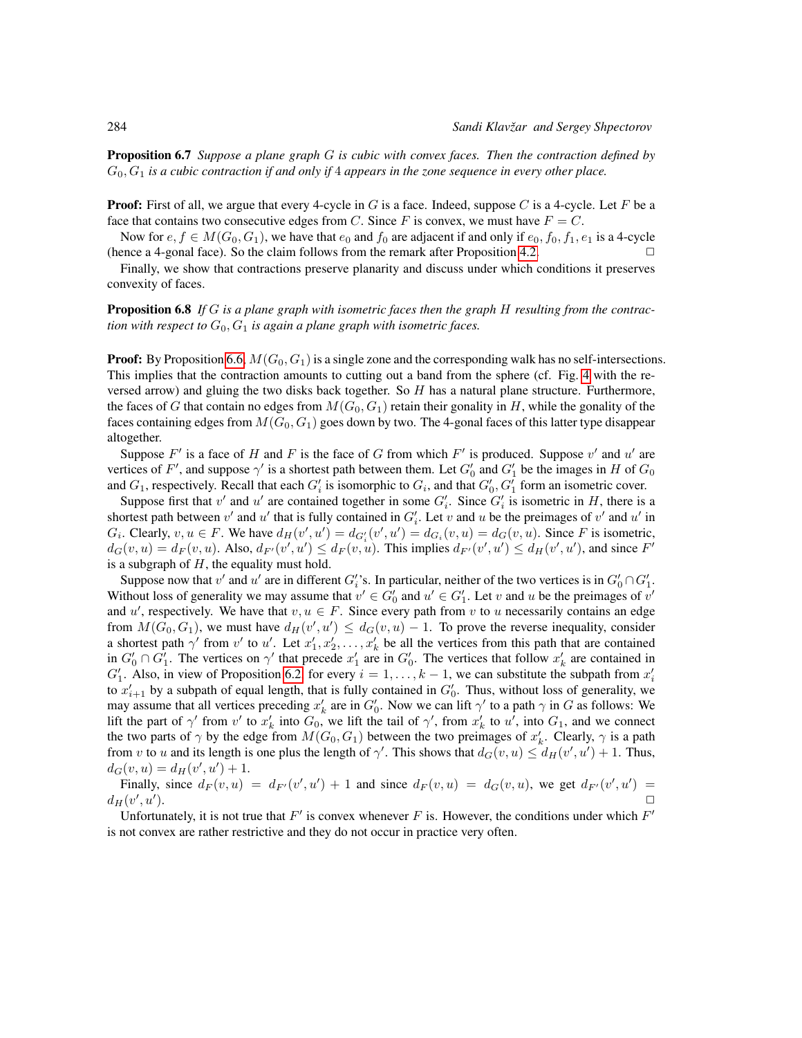**Proposition 6.7** *Suppose a plane graph $G$ is cubic with convex faces. Then the contraction defined by $G_0, G_1$ is a cubic contraction if and only if 4 appears in the zone sequence in every other place.*

**Proof:** First of all, we argue that every 4-cycle in $G$ is a face. Indeed, suppose $C$ is a 4-cycle. Let $F$ be a face that contains two consecutive edges from $C$. Since $F$ is convex, we must have $F = C$.

Now for $e, f \in M(G_0, G_1)$, we have that $e_0$ and $f_0$ are adjacent if and only if $e_0, f_0, f_1, e_1$ is a 4-cycle (hence a 4-gonal face). So the claim follows from the remark after Proposition 4.2. □

Finally, we show that contractions preserve planarity and discuss under which conditions it preserves convexity of faces.

**Proposition 6.8** *If $G$ is a plane graph with isometric faces then the graph $H$ resulting from the contraction with respect to $G_0, G_1$ is again a plane graph with isometric faces.*

**Proof:** By Proposition 6.6, $M(G_0, G_1)$ is a single zone and the corresponding walk has no self-intersections. This implies that the contraction amounts to cutting out a band from the sphere (cf. Fig. 4 with the reversed arrow) and gluing the two disks back together. So $H$ has a natural plane structure. Furthermore, the faces of $G$ that contain no edges from $M(G_0, G_1)$ retain their gonality in $H$, while the gonality of the faces containing edges from $M(G_0, G_1)$ goes down by two. The 4-gonal faces of this latter type disappear altogether.

Suppose $F'$ is a face of $H$ and $F$ is the face of $G$ from which $F'$ is produced. Suppose $v'$ and $u'$ are vertices of $F'$, and suppose $\gamma'$ is a shortest path between them. Let $G'_0$ and $G'_1$ be the images in $H$ of $G_0$ and $G_1$, respectively. Recall that each $G'_i$ is isomorphic to $G_i$, and that $G'_0, G'_1$ form an isometric cover.

Suppose first that $v'$ and $u'$ are contained together in some $G'_i$. Since $G'_i$ is isometric in $H$, there is a shortest path between $v'$ and $u'$ that is fully contained in $G'_i$. Let $v$ and $u$ be the preimages of $v'$ and $u'$ in $G_i$. Clearly, $v, u \in F$. We have $d_H(v', u') = d_{G'_i}(v', u') = d_{G_i}(v, u) = d_G(v, u)$. Since $F$ is isometric, $d_G(v, u) = d_F(v, u)$. Also, $d_{F'}(v', u') \leq d_F(v, u)$. This implies $d_{F'}(v', u') \leq d_H(v', u')$, and since $F'$ is a subgraph of $H$, the equality must hold.

Suppose now that $v'$ and $u'$ are in different $G'_i$'s. In particular, neither of the two vertices is in $G'_0 \cap G'_1$. Without loss of generality we may assume that $v' \in G'_0$ and $u' \in G'_1$. Let $v$ and $u$ be the preimages of $v'$ and $u'$, respectively. We have that $v, u \in F$. Since every path from $v$ to $u$ necessarily contains an edge from $M(G_0, G_1)$, we must have $d_H(v', u') \leq d_G(v, u) - 1$. To prove the reverse inequality, consider a shortest path $\gamma'$ from $v'$ to $u'$. Let $x'_1, x'_2, \ldots, x'_k$ be all the vertices from this path that are contained in $G'_0 \cap G'_1$. The vertices on $\gamma'$ that precede $x'_1$ are in $G'_0$. The vertices that follow $x'_k$ are contained in $G'_1$. Also, in view of Proposition 6.2, for every $i = 1, \ldots, k-1$, we can substitute the subpath from $x'_i$ to $x'_{i+1}$ by a subpath of equal length, that is fully contained in $G'_0$. Thus, without loss of generality, we may assume that all vertices preceding $x'_k$ are in $G'_0$. Now we can lift $\gamma'$ to a path $\gamma$ in $G$ as follows: We lift the part of $\gamma'$ from $v'$ to $x'_k$ into $G_0$, we lift the tail of $\gamma'$, from $x'_k$ to $u'$, into $G_1$, and we connect the two parts of $\gamma$ by the edge from $M(G_0, G_1)$ between the two preimages of $x'_k$. Clearly, $\gamma$ is a path from $v$ to $u$ and its length is one plus the length of $\gamma'$. This shows that $d_G(v, u) \leq d_H(v', u') + 1$. Thus, $d_G(v, u) = d_H(v', u') + 1$.

Finally, since $d_F(v, u) = d_{F'}(v', u') + 1$ and since $d_F(v, u) = d_G(v, u)$, we get $d_{F'}(v', u') = d_H(v', u')$. □

Unfortunately, it is not true that $F'$ is convex whenever $F$ is. However, the conditions under which $F'$ is not convex are rather restrictive and they do not occur in practice very often.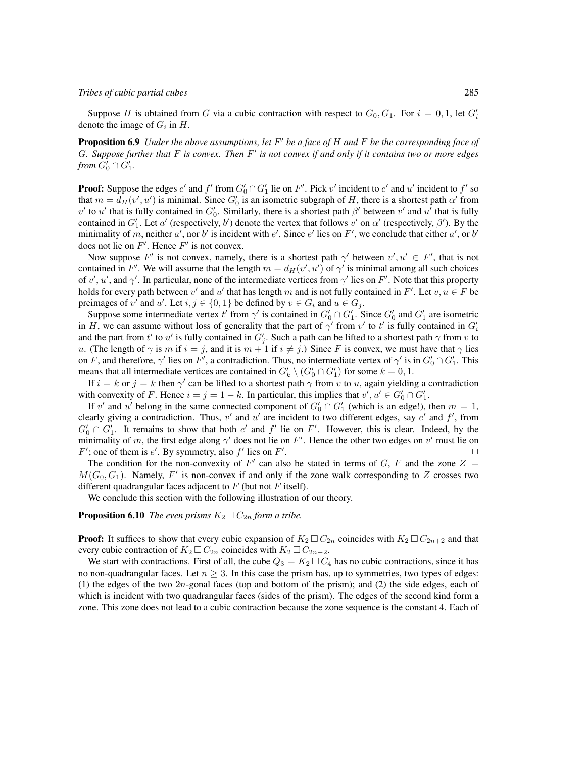Suppose $H$ is obtained from $G$ via a cubic contraction with respect to $G_0, G_1$. For $i = 0, 1$, let $G_i'$ denote the image of $G_i$ in $H$.

**Proposition 6.9** *Under the above assumptions, let $F'$ be a face of $H$ and $F$ be the corresponding face of $G$. Suppose further that $F$ is convex. Then $F'$ is not convex if and only if it contains two or more edges from $G_0' \cap G_1'$.*

**Proof:** Suppose the edges $e'$ and $f'$ from $G_0' \cap G_1'$ lie on $F'$. Pick $v'$ incident to $e'$ and $u'$ incident to $f'$ so that $m = d_H(v', u')$ is minimal. Since $G_0'$ is an isometric subgraph of $H$, there is a shortest path $\alpha'$ from $v'$ to $u'$ that is fully contained in $G_0'$. Similarly, there is a shortest path $\beta'$ between $v'$ and $u'$ that is fully contained in $G_1'$. Let $a'$ (respectively, $b'$) denote the vertex that follows $v'$ on $\alpha'$ (respectively, $\beta'$). By the minimality of $m$, neither $a'$, nor $b'$ is incident with $e'$. Since $e'$ lies on $F'$, we conclude that either $a'$, or $b'$ does not lie on $F'$. Hence $F'$ is not convex.

Now suppose $F'$ is not convex, namely, there is a shortest path $\gamma'$ between $v', u' \in F'$, that is not contained in $F'$. We will assume that the length $m = d_H(v', u')$ of $\gamma'$ is minimal among all such choices of $v'$, $u'$, and $\gamma'$. In particular, none of the intermediate vertices from $\gamma'$ lies on $F'$. Note that this property holds for every path between $v'$ and $u'$ that has length $m$ and is not fully contained in $F'$. Let $v, u \in F$ be preimages of $v'$ and $u'$. Let $i, j \in \{0, 1\}$ be defined by $v \in G_i$ and $u \in G_j$.

Suppose some intermediate vertex $t'$ from $\gamma'$ is contained in $G_0' \cap G_1'$. Since $G_0'$ and $G_1'$ are isometric in $H$, we can assume without loss of generality that the part of $\gamma'$ from $v'$ to $t'$ is fully contained in $G_i'$ and the part from $t'$ to $u'$ is fully contained in $G_j'$. Such a path can be lifted to a shortest path $\gamma$ from $v$ to $u$. (The length of $\gamma$ is $m$ if $i = j$, and it is $m + 1$ if $i \neq j$.) Since $F$ is convex, we must have that $\gamma$ lies on $F$, and therefore, $\gamma'$ lies on $F'$, a contradiction. Thus, no intermediate vertex of $\gamma'$ is in $G_0' \cap G_1'$. This means that all intermediate vertices are contained in $G_k' \setminus (G_0' \cap G_1')$ for some $k = 0, 1$.

If $i = k$ or $j = k$ then $\gamma'$ can be lifted to a shortest path $\gamma$ from $v$ to $u$, again yielding a contradiction with convexity of $F$. Hence $i = j = 1 - k$. In particular, this implies that $v', u' \in G_0' \cap G_1'$.

If $v'$ and $u'$ belong in the same connected component of $G_0' \cap G_1'$ (which is an edge!), then $m = 1$, clearly giving a contradiction. Thus, $v'$ and $u'$ are incident to two different edges, say $e'$ and $f'$, from $G_0' \cap G_1'$. It remains to show that both $e'$ and $f'$ lie on $F'$. However, this is clear. Indeed, by the minimality of $m$, the first edge along $\gamma'$ does not lie on $F'$. Hence the other two edges on $v'$ must lie on $F'$; one of them is $e'$. By symmetry, also $f'$ lies on $F'$. □

The condition for the non-convexity of $F'$ can also be stated in terms of $G$, $F$ and the zone $Z = M(G_0, G_1)$. Namely, $F'$ is non-convex if and only if the zone walk corresponding to $Z$ crosses two different quadrangular faces adjacent to $F$ (but not $F$ itself).

We conclude this section with the following illustration of our theory.

**Proposition 6.10** *The even prisms $K_2 \,\square\, C_{2n}$ form a tribe.*

**Proof:** It suffices to show that every cubic expansion of $K_2 \,\square\, C_{2n}$ coincides with $K_2 \,\square\, C_{2n+2}$ and that every cubic contraction of $K_2 \,\square\, C_{2n}$ coincides with $K_2 \,\square\, C_{2n-2}$.

We start with contractions. First of all, the cube $Q_3 = K_2 \,\square\, C_4$ has no cubic contractions, since it has no non-quadrangular faces. Let $n \geq 3$. In this case the prism has, up to symmetries, two types of edges: (1) the edges of the two $2n$-gonal faces (top and bottom of the prism); and (2) the side edges, each of which is incident with two quadrangular faces (sides of the prism). The edges of the second kind form a zone. This zone does not lead to a cubic contraction because the zone sequence is the constant 4. Each of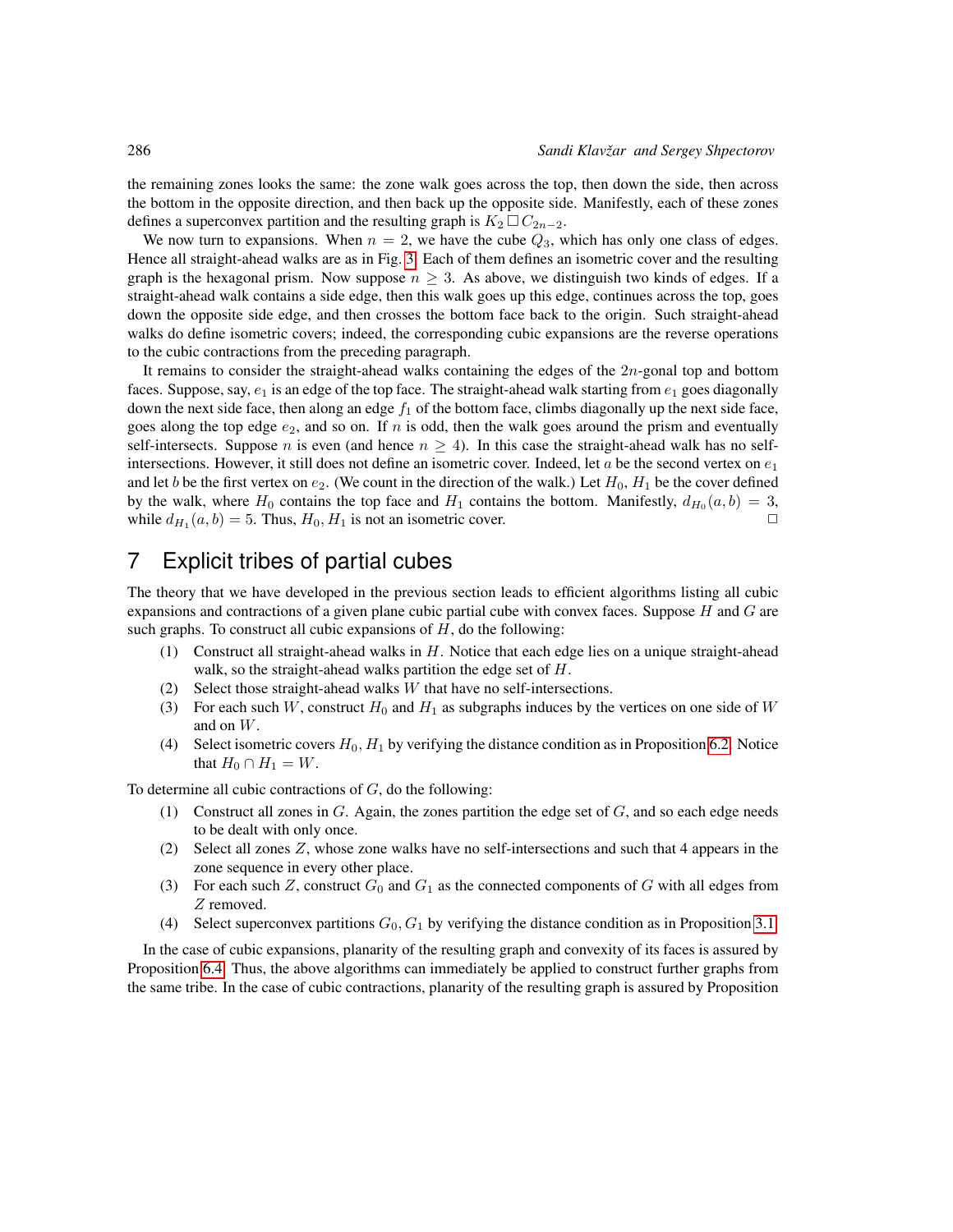the remaining zones looks the same: the zone walk goes across the top, then down the side, then across the bottom in the opposite direction, and then back up the opposite side. Manifestly, each of these zones defines a superconvex partition and the resulting graph is $K_2 \,\square\, C_{2n-2}$.

We now turn to expansions. When $n = 2$, we have the cube $Q_3$, which has only one class of edges. Hence all straight-ahead walks are as in Fig. 3. Each of them defines an isometric cover and the resulting graph is the hexagonal prism. Now suppose $n \geq 3$. As above, we distinguish two kinds of edges. If a straight-ahead walk contains a side edge, then this walk goes up this edge, continues across the top, goes down the opposite side edge, and then crosses the bottom face back to the origin. Such straight-ahead walks do define isometric covers; indeed, the corresponding cubic expansions are the reverse operations to the cubic contractions from the preceding paragraph.

It remains to consider the straight-ahead walks containing the edges of the $2n$-gonal top and bottom faces. Suppose, say, $e_1$ is an edge of the top face. The straight-ahead walk starting from $e_1$ goes diagonally down the next side face, then along an edge $f_1$ of the bottom face, climbs diagonally up the next side face, goes along the top edge $e_2$, and so on. If $n$ is odd, then the walk goes around the prism and eventually self-intersects. Suppose $n$ is even (and hence $n \geq 4$). In this case the straight-ahead walk has no self-intersections. However, it still does not define an isometric cover. Indeed, let $a$ be the second vertex on $e_1$ and let $b$ be the first vertex on $e_2$. (We count in the direction of the walk.) Let $H_0$, $H_1$ be the cover defined by the walk, where $H_0$ contains the top face and $H_1$ contains the bottom. Manifestly, $d_{H_0}(a, b) = 3$, while $d_{H_1}(a, b) = 5$. Thus, $H_0, H_1$ is not an isometric cover. □

## 7 Explicit tribes of partial cubes

The theory that we have developed in the previous section leads to efficient algorithms listing all cubic expansions and contractions of a given plane cubic partial cube with convex faces. Suppose $H$ and $G$ are such graphs. To construct all cubic expansions of $H$, do the following:

(1) Construct all straight-ahead walks in $H$. Notice that each edge lies on a unique straight-ahead walk, so the straight-ahead walks partition the edge set of $H$.

(2) Select those straight-ahead walks $W$ that have no self-intersections.

(3) For each such $W$, construct $H_0$ and $H_1$ as subgraphs induces by the vertices on one side of $W$ and on $W$.

(4) Select isometric covers $H_0, H_1$ by verifying the distance condition as in Proposition 6.2. Notice that $H_0 \cap H_1 = W$.

To determine all cubic contractions of $G$, do the following:

(1) Construct all zones in $G$. Again, the zones partition the edge set of $G$, and so each edge needs to be dealt with only once.

(2) Select all zones $Z$, whose zone walks have no self-intersections and such that 4 appears in the zone sequence in every other place.

(3) For each such $Z$, construct $G_0$ and $G_1$ as the connected components of $G$ with all edges from $Z$ removed.

(4) Select superconvex partitions $G_0, G_1$ by verifying the distance condition as in Proposition 3.1.

In the case of cubic expansions, planarity of the resulting graph and convexity of its faces is assured by Proposition 6.4. Thus, the above algorithms can immediately be applied to construct further graphs from the same tribe. In the case of cubic contractions, planarity of the resulting graph is assured by Proposition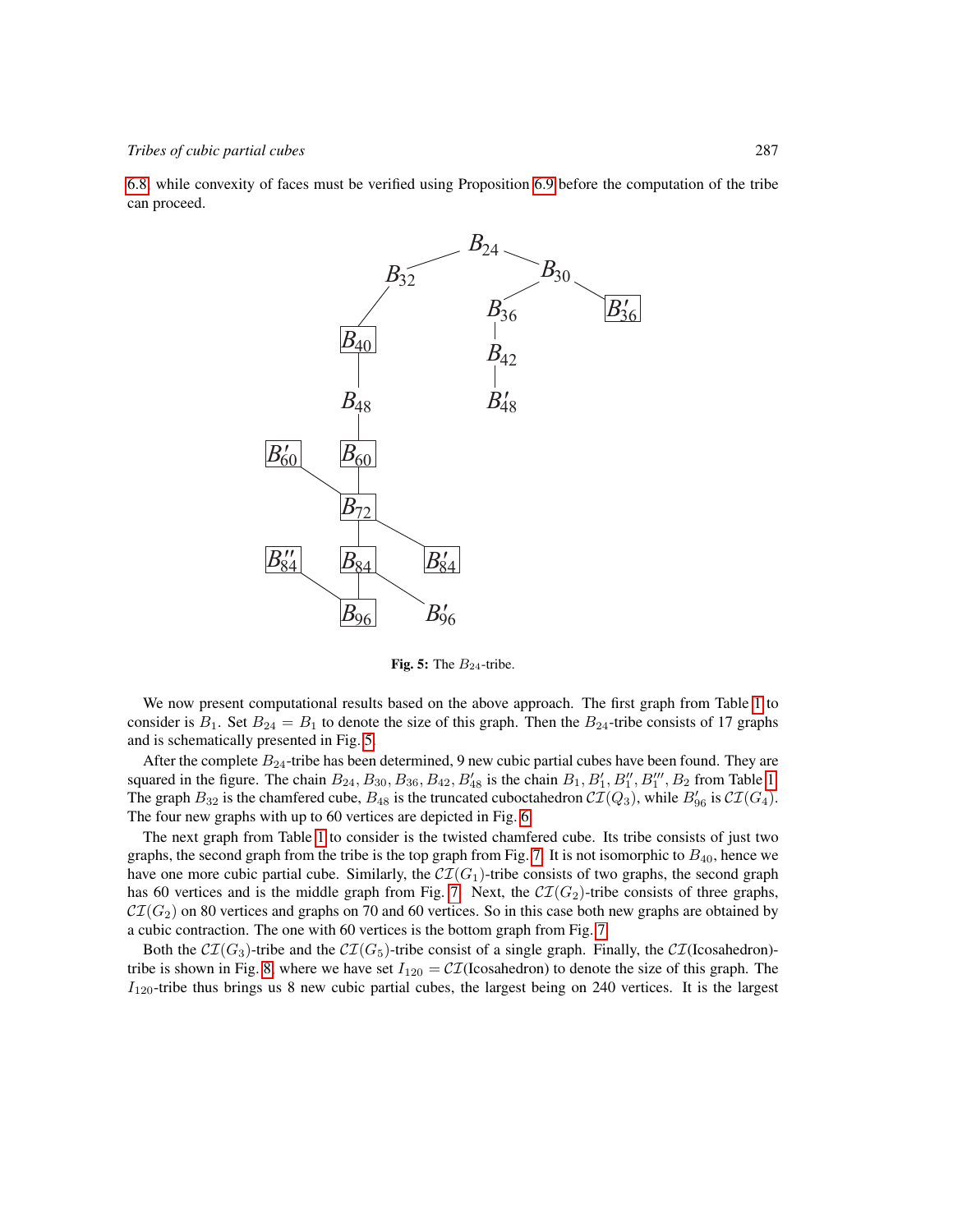6.8 while convexity of faces must be verified using Proposition 6.9 before the computation of the tribe can proceed.

Fig. 5: The $B_{24}$-tribe.

We now present computational results based on the above approach. The first graph from Table 1 to consider is $B_1$. Set $B_{24} = B_1$ to denote the size of this graph. Then the $B_{24}$-tribe consists of 17 graphs and is schematically presented in Fig. 5.

After the complete $B_{24}$-tribe has been determined, 9 new cubic partial cubes have been found. They are squared in the figure. The chain $B_{24}, B_{30}, B_{36}, B_{42}, B'_{48}$ is the chain $B_1, B'_1, B''_1, B'''_1, B_2$ from Table 1. The graph $B_{32}$ is the chamfered cube, $B_{48}$ is the truncated cuboctahedron $\mathcal{CI}(Q_3)$, while $B'_{96}$ is $\mathcal{CI}(G_4)$. The four new graphs with up to 60 vertices are depicted in Fig. 6.

The next graph from Table 1 to consider is the twisted chamfered cube. Its tribe consists of just two graphs, the second graph from the tribe is the top graph from Fig. 7. It is not isomorphic to $B_{40}$, hence we have one more cubic partial cube. Similarly, the $\mathcal{CI}(G_1)$-tribe consists of two graphs, the second graph has 60 vertices and is the middle graph from Fig. 7. Next, the $\mathcal{CI}(G_2)$-tribe consists of three graphs, $\mathcal{CI}(G_2)$ on 80 vertices and graphs on 70 and 60 vertices. So in this case both new graphs are obtained by a cubic contraction. The one with 60 vertices is the bottom graph from Fig. 7.

Both the $\mathcal{CI}(G_3)$-tribe and the $\mathcal{CI}(G_5)$-tribe consist of a single graph. Finally, the $\mathcal{CI}$(Icosahedron)-tribe is shown in Fig. 8, where we have set $I_{120} = \mathcal{CI}$(Icosahedron) to denote the size of this graph. The $I_{120}$-tribe thus brings us 8 new cubic partial cubes, the largest being on 240 vertices. It is the largest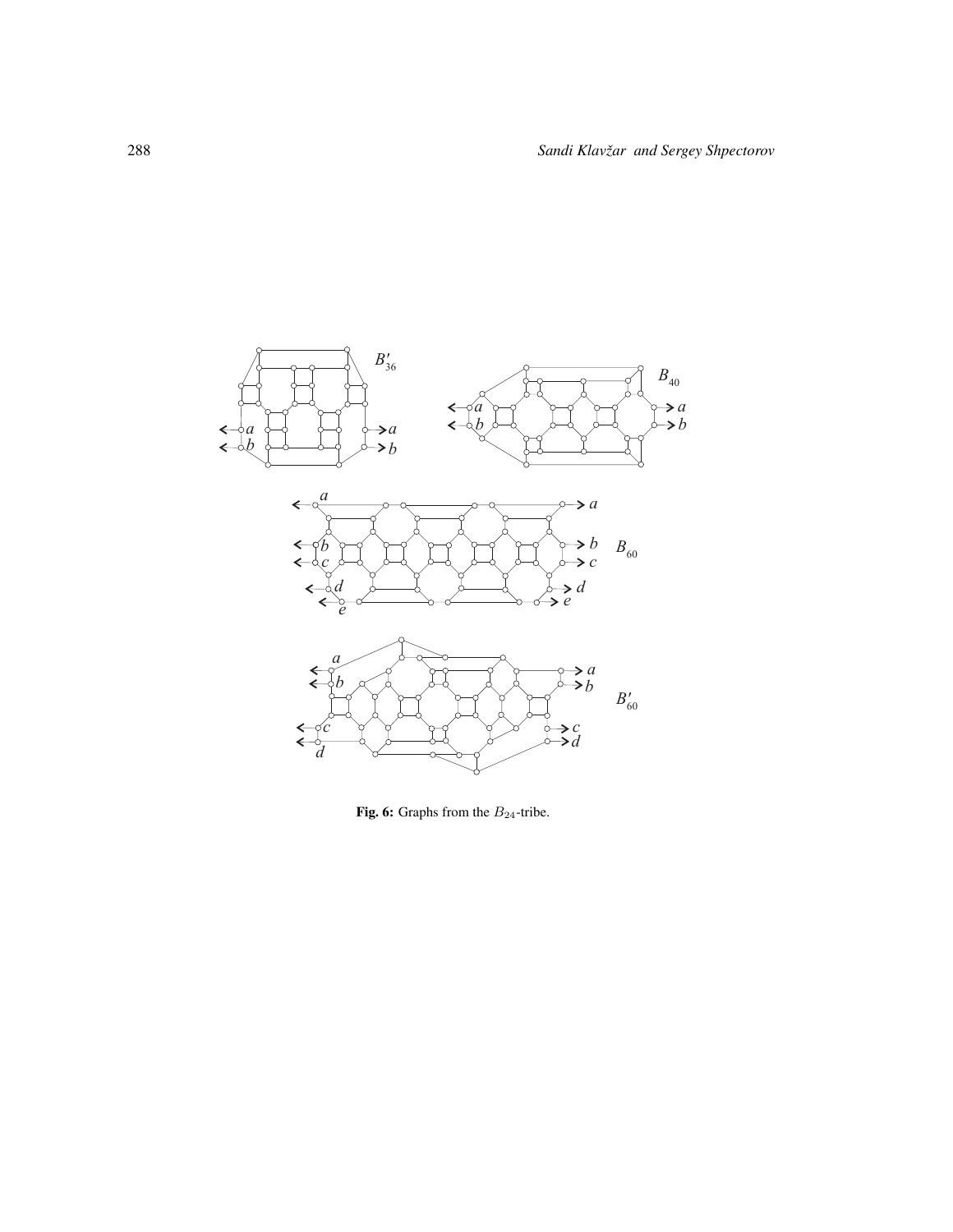**Fig. 6:** Graphs from the $B_{24}$-tribe.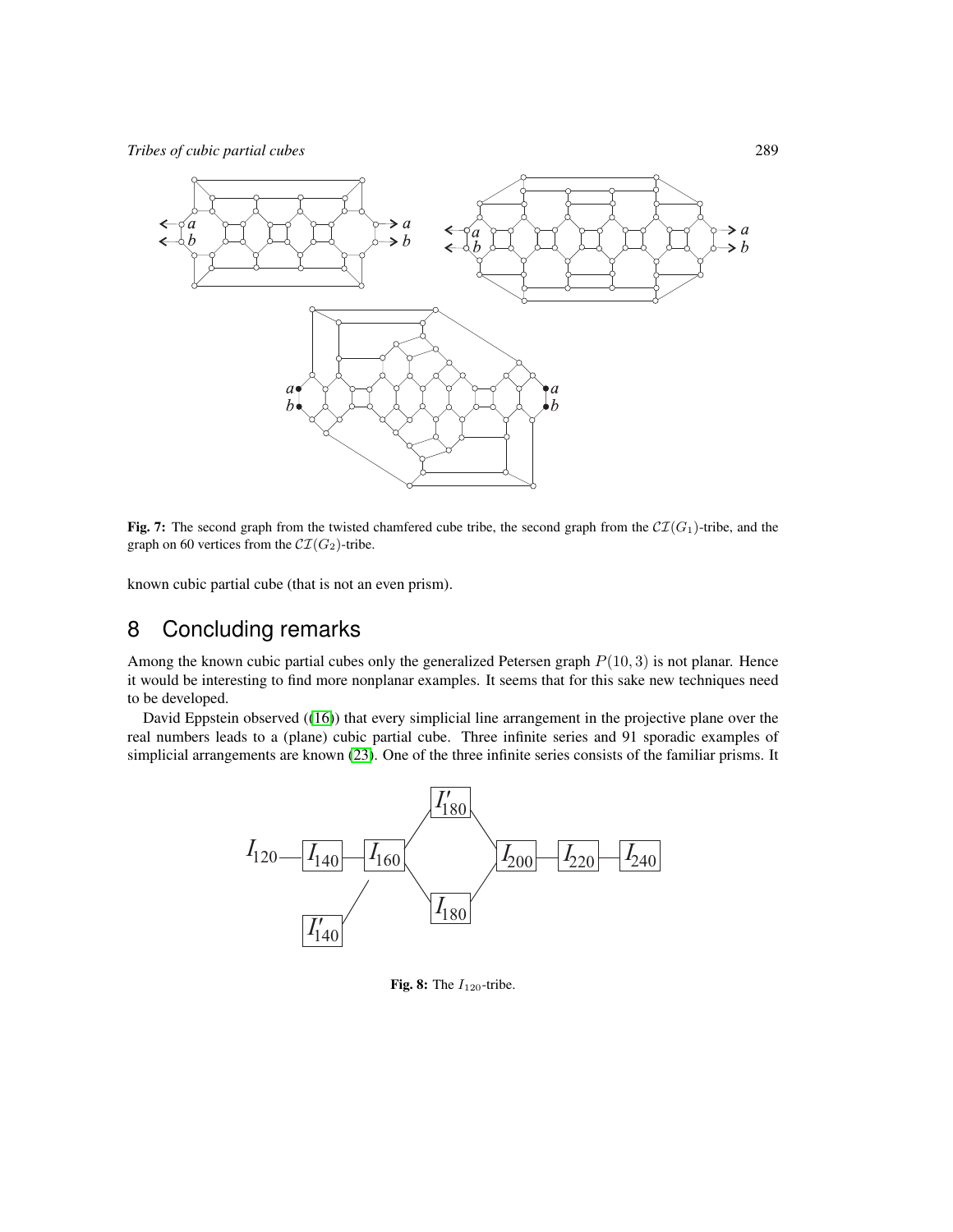**Fig. 7:** The second graph from the twisted chamfered cube tribe, the second graph from the $\mathcal{CI}(G_1)$-tribe, and the graph on 60 vertices from the $\mathcal{CI}(G_2)$-tribe.

known cubic partial cube (that is not an even prism).

## 8 Concluding remarks

Among the known cubic partial cubes only the generalized Petersen graph $P(10,3)$ is not planar. Hence it would be interesting to find more nonplanar examples. It seems that for this sake new techniques need to be developed.

David Eppstein observed ([16]) that every simplicial line arrangement in the projective plane over the real numbers leads to a (plane) cubic partial cube. Three infinite series and 91 sporadic examples of simplicial arrangements are known [23]. One of the three infinite series consists of the familiar prisms. It

**Fig. 8:** The $I_{120}$-tribe.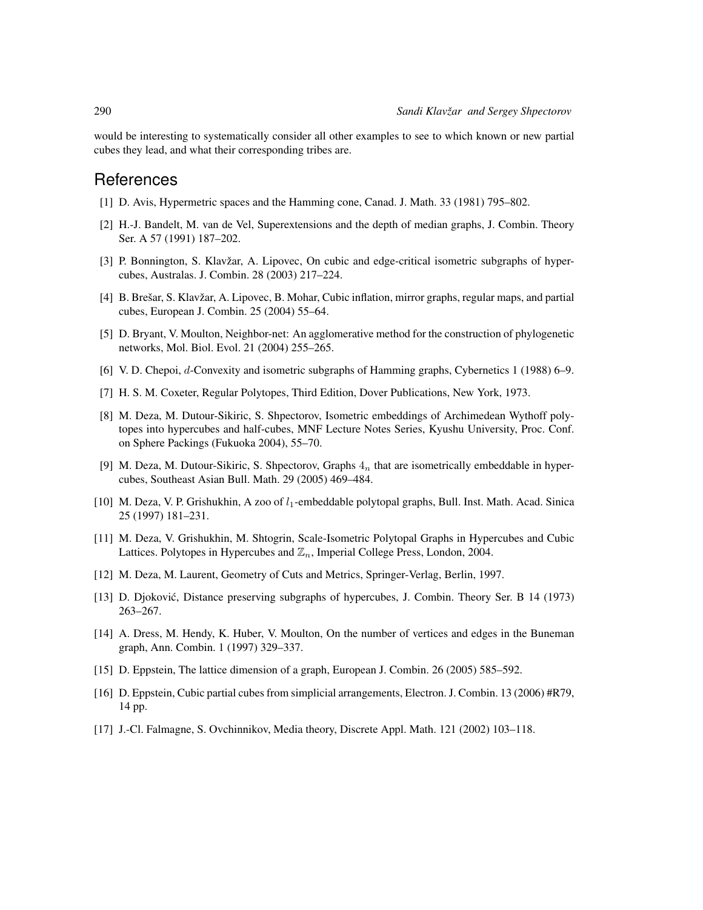would be interesting to systematically consider all other examples to see to which known or new partial cubes they lead, and what their corresponding tribes are.

## References

[1] D. Avis, Hypermetric spaces and the Hamming cone, Canad. J. Math. 33 (1981) 795–802.

[2] H.-J. Bandelt, M. van de Vel, Superextensions and the depth of median graphs, J. Combin. Theory Ser. A 57 (1991) 187–202.

[3] P. Bonnington, S. Klavžar, A. Lipovec, On cubic and edge-critical isometric subgraphs of hypercubes, Australas. J. Combin. 28 (2003) 217–224.

[4] B. Brešar, S. Klavžar, A. Lipovec, B. Mohar, Cubic inflation, mirror graphs, regular maps, and partial cubes, European J. Combin. 25 (2004) 55–64.

[5] D. Bryant, V. Moulton, Neighbor-net: An agglomerative method for the construction of phylogenetic networks, Mol. Biol. Evol. 21 (2004) 255–265.

[6] V. D. Chepoi, $d$-Convexity and isometric subgraphs of Hamming graphs, Cybernetics 1 (1988) 6–9.

[7] H. S. M. Coxeter, Regular Polytopes, Third Edition, Dover Publications, New York, 1973.

[8] M. Deza, M. Dutour-Sikiric, S. Shpectorov, Isometric embeddings of Archimedean Wythoff polytopes into hypercubes and half-cubes, MNF Lecture Notes Series, Kyushu University, Proc. Conf. on Sphere Packings (Fukuoka 2004), 55–70.

[9] M. Deza, M. Dutour-Sikiric, S. Shpectorov, Graphs $4_n$ that are isometrically embeddable in hypercubes, Southeast Asian Bull. Math. 29 (2005) 469–484.

[10] M. Deza, V. P. Grishukhin, A zoo of $l_1$-embeddable polytopal graphs, Bull. Inst. Math. Acad. Sinica 25 (1997) 181–231.

[11] M. Deza, V. Grishukhin, M. Shtogrin, Scale-Isometric Polytopal Graphs in Hypercubes and Cubic Lattices. Polytopes in Hypercubes and $\mathbb{Z}_n$, Imperial College Press, London, 2004.

[12] M. Deza, M. Laurent, Geometry of Cuts and Metrics, Springer-Verlag, Berlin, 1997.

[13] D. Djoković, Distance preserving subgraphs of hypercubes, J. Combin. Theory Ser. B 14 (1973) 263–267.

[14] A. Dress, M. Hendy, K. Huber, V. Moulton, On the number of vertices and edges in the Buneman graph, Ann. Combin. 1 (1997) 329–337.

[15] D. Eppstein, The lattice dimension of a graph, European J. Combin. 26 (2005) 585–592.

[16] D. Eppstein, Cubic partial cubes from simplicial arrangements, Electron. J. Combin. 13 (2006) #R79, 14 pp.

[17] J.-Cl. Falmagne, S. Ovchinnikov, Media theory, Discrete Appl. Math. 121 (2002) 103–118.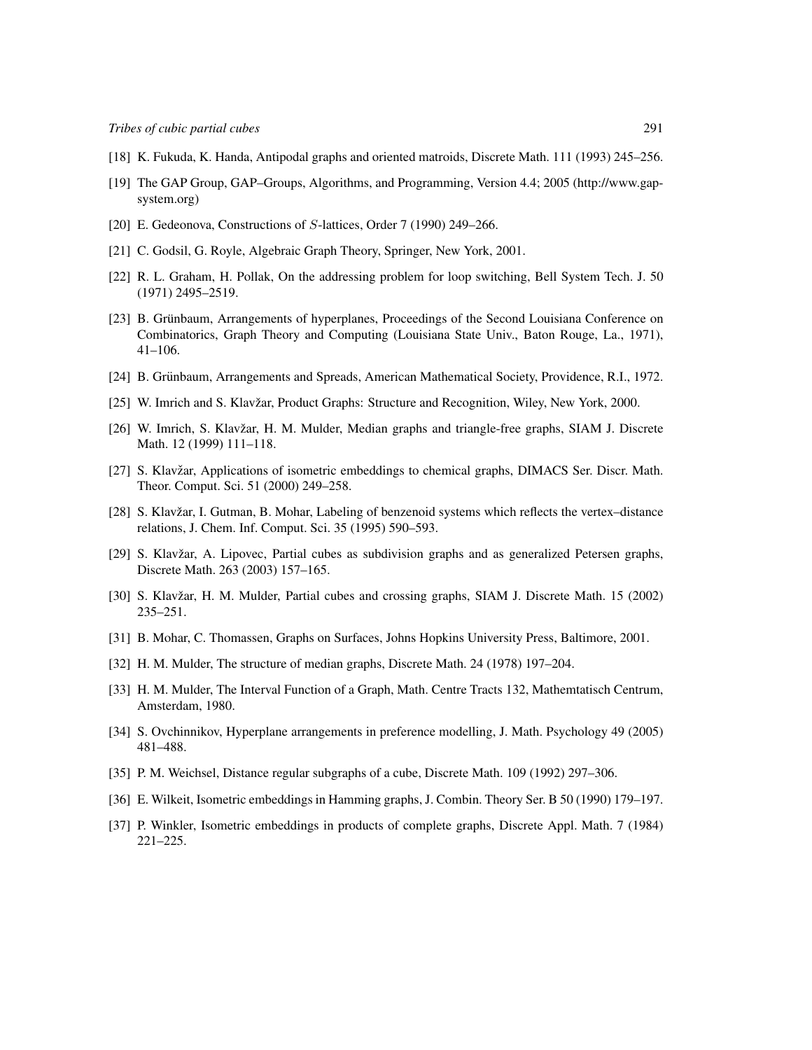[18] K. Fukuda, K. Handa, Antipodal graphs and oriented matroids, Discrete Math. 111 (1993) 245–256.

[19] The GAP Group, GAP–Groups, Algorithms, and Programming, Version 4.4; 2005 (http://www.gap-system.org)

[20] E. Gedeonova, Constructions of $S$-lattices, Order 7 (1990) 249–266.

[21] C. Godsil, G. Royle, Algebraic Graph Theory, Springer, New York, 2001.

[22] R. L. Graham, H. Pollak, On the addressing problem for loop switching, Bell System Tech. J. 50 (1971) 2495–2519.

[23] B. Grünbaum, Arrangements of hyperplanes, Proceedings of the Second Louisiana Conference on Combinatorics, Graph Theory and Computing (Louisiana State Univ., Baton Rouge, La., 1971), 41–106.

[24] B. Grünbaum, Arrangements and Spreads, American Mathematical Society, Providence, R.I., 1972.

[25] W. Imrich and S. Klavžar, Product Graphs: Structure and Recognition, Wiley, New York, 2000.

[26] W. Imrich, S. Klavžar, H. M. Mulder, Median graphs and triangle-free graphs, SIAM J. Discrete Math. 12 (1999) 111–118.

[27] S. Klavžar, Applications of isometric embeddings to chemical graphs, DIMACS Ser. Discr. Math. Theor. Comput. Sci. 51 (2000) 249–258.

[28] S. Klavžar, I. Gutman, B. Mohar, Labeling of benzenoid systems which reflects the vertex–distance relations, J. Chem. Inf. Comput. Sci. 35 (1995) 590–593.

[29] S. Klavžar, A. Lipovec, Partial cubes as subdivision graphs and as generalized Petersen graphs, Discrete Math. 263 (2003) 157–165.

[30] S. Klavžar, H. M. Mulder, Partial cubes and crossing graphs, SIAM J. Discrete Math. 15 (2002) 235–251.

[31] B. Mohar, C. Thomassen, Graphs on Surfaces, Johns Hopkins University Press, Baltimore, 2001.

[32] H. M. Mulder, The structure of median graphs, Discrete Math. 24 (1978) 197–204.

[33] H. M. Mulder, The Interval Function of a Graph, Math. Centre Tracts 132, Mathemtatisch Centrum, Amsterdam, 1980.

[34] S. Ovchinnikov, Hyperplane arrangements in preference modelling, J. Math. Psychology 49 (2005) 481–488.

[35] P. M. Weichsel, Distance regular subgraphs of a cube, Discrete Math. 109 (1992) 297–306.

[36] E. Wilkeit, Isometric embeddings in Hamming graphs, J. Combin. Theory Ser. B 50 (1990) 179–197.

[37] P. Winkler, Isometric embeddings in products of complete graphs, Discrete Appl. Math. 7 (1984) 221–225.